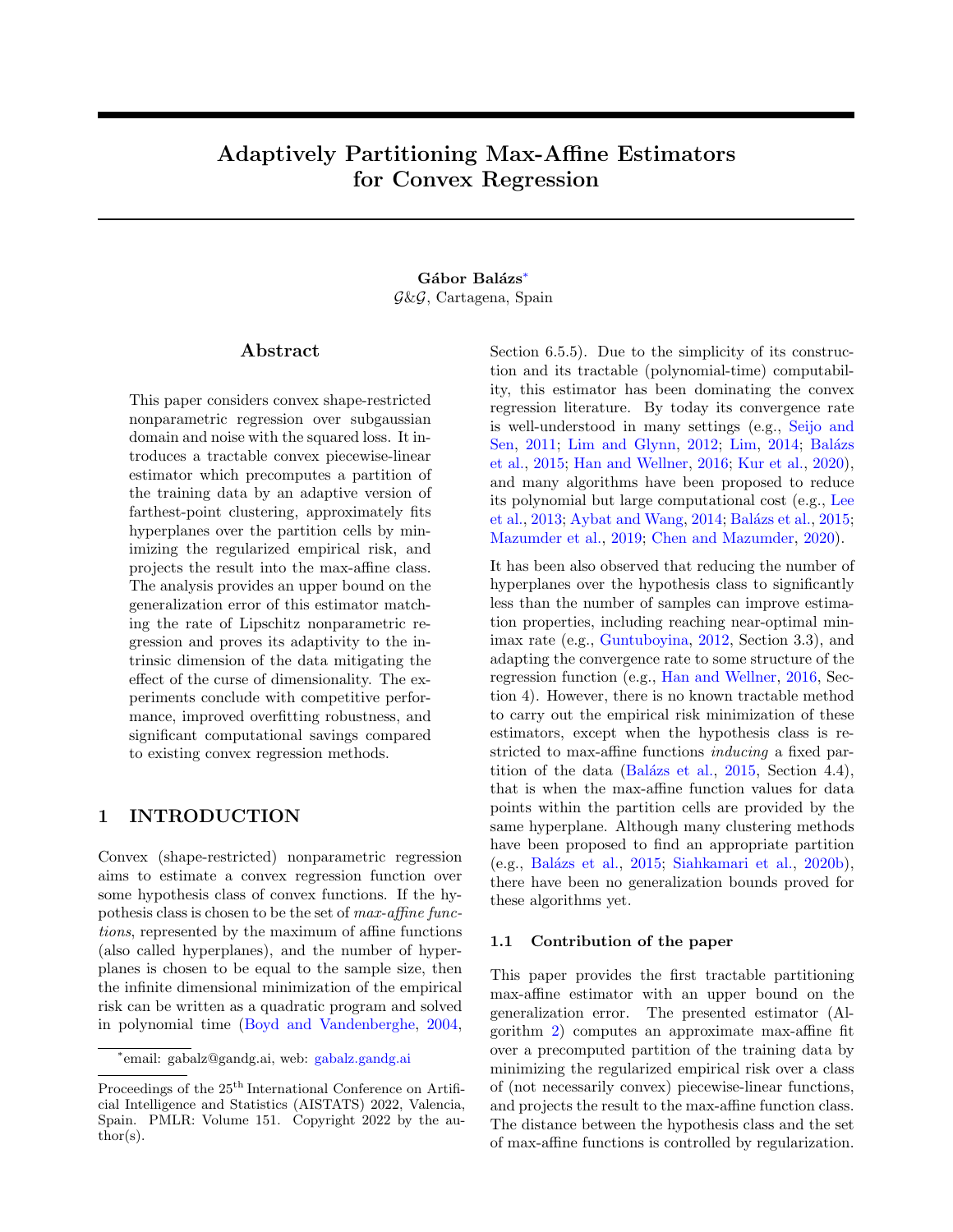# Adaptively Partitioning Max-Affine Estimators for Convex Regression

**Gábor Balázs**[*]
$\mathcal{G}$&$\mathcal{G}$, Cartagena, Spain

## Abstract

This paper considers convex shape-restricted nonparametric regression over subgaussian domain and noise with the squared loss. It introduces a tractable convex piecewise-linear estimator which precomputes a partition of the training data by an adaptive version of farthest-point clustering, approximately fits hyperplanes over the partition cells by minimizing the regularized empirical risk, and projects the result into the max-affine class. The analysis provides an upper bound on the generalization error of this estimator matching the rate of Lipschitz nonparametric regression and proves its adaptivity to the intrinsic dimension of the data mitigating the effect of the curse of dimensionality. The experiments conclude with competitive performance, improved overfitting robustness, and significant computational savings compared to existing convex regression methods.

## 1 INTRODUCTION

Convex (shape-restricted) nonparametric regression aims to estimate a convex regression function over some hypothesis class of convex functions. If the hypothesis class is chosen to be the set of *max-affine functions*, represented by the maximum of affine functions (also called hyperplanes), and the number of hyperplanes is chosen to be equal to the sample size, then the infinite dimensional minimization of the empirical risk can be written as a quadratic program and solved in polynomial time (Boyd and Vandenberghe, 2004, Section 6.5.5). Due to the simplicity of its construction and its tractable (polynomial-time) computability, this estimator has been dominating the convex regression literature. By today its convergence rate is well-understood in many settings (e.g., Seijo and Sen, 2011; Lim and Glynn, 2012; Lim, 2014; Balázs et al., 2015; Han and Wellner, 2016; Kur et al., 2020), and many algorithms have been proposed to reduce its polynomial but large computational cost (e.g., Lee et al., 2013; Aybat and Wang, 2014; Balázs et al., 2015; Mazumder et al., 2019; Chen and Mazumder, 2020).

It has been also observed that reducing the number of hyperplanes over the hypothesis class to significantly less than the number of samples can improve estimation properties, including reaching near-optimal minimax rate (e.g., Guntuboyina, 2012, Section 3.3), and adapting the convergence rate to some structure of the regression function (e.g., Han and Wellner, 2016, Section 4). However, there is no known tractable method to carry out the empirical risk minimization of these estimators, except when the hypothesis class is restricted to max-affine functions *inducing* a fixed partition of the data (Balázs et al., 2015, Section 4.4), that is when the max-affine function values for data points within the partition cells are provided by the same hyperplane. Although many clustering methods have been proposed to find an appropriate partition (e.g., Balázs et al., 2015; Siahkamari et al., 2020b), there have been no generalization bounds proved for these algorithms yet.

### 1.1 Contribution of the paper

This paper provides the first tractable partitioning max-affine estimator with an upper bound on the generalization error. The presented estimator (Algorithm 2) computes an approximate max-affine fit over a precomputed partition of the training data by minimizing the regularized empirical risk over a class of (not necessarily convex) piecewise-linear functions, and projects the result to the max-affine function class. The distance between the hypothesis class and the set of max-affine functions is controlled by regularization.

---

[*]email: gabalz@gandg.ai, web: gabalz.gandg.ai

Proceedings of the 25[th] International Conference on Artificial Intelligence and Statistics (AISTATS) 2022, Valencia, Spain. PMLR: Volume 151. Copyright 2022 by the author(s).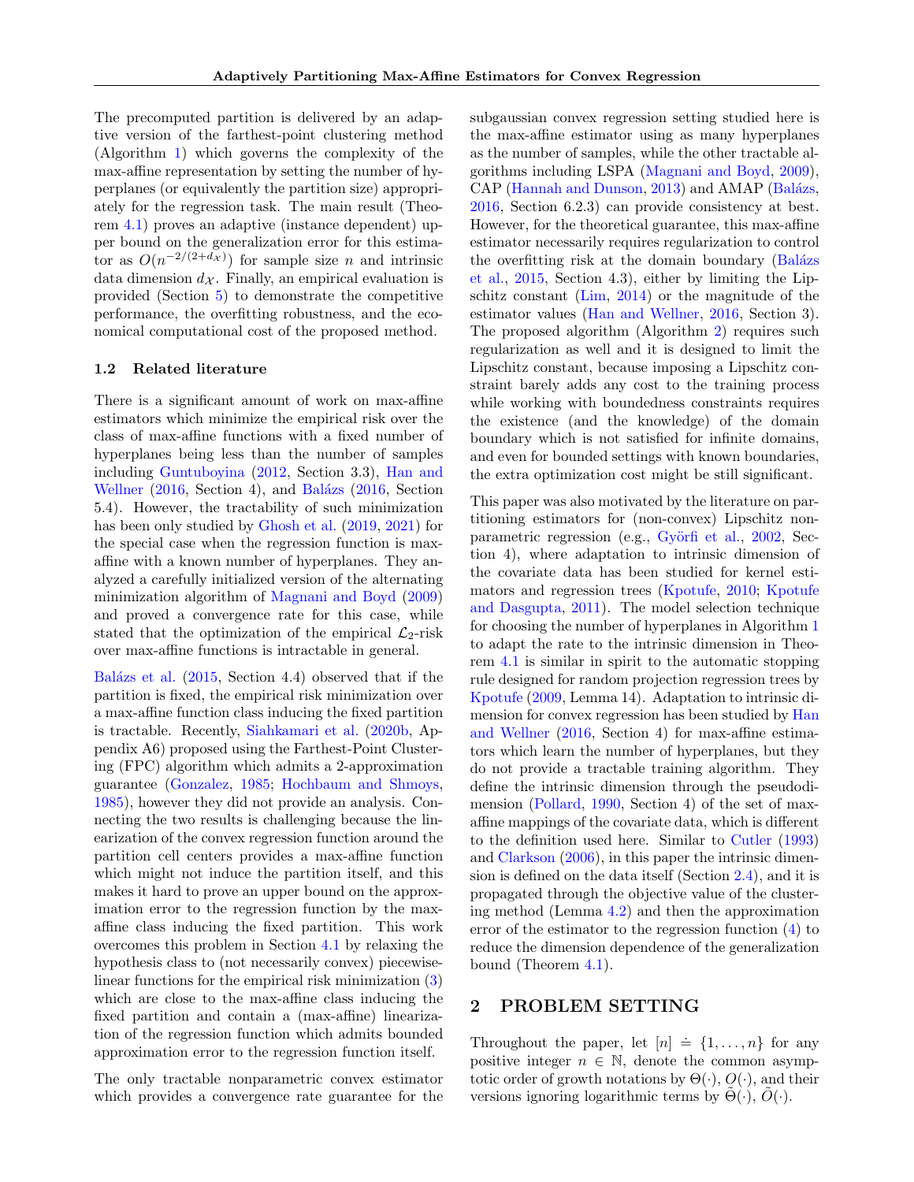The precomputed partition is delivered by an adaptive version of the farthest-point clustering method (Algorithm 1) which governs the complexity of the max-affine representation by setting the number of hyperplanes (or equivalently the partition size) appropriately for the regression task. The main result (Theorem 4.1) proves an adaptive (instance dependent) upper bound on the generalization error for this estimator as $O(n^{-2/(2+d_{\mathcal{X}})})$ for sample size $n$ and intrinsic data dimension $d_{\mathcal{X}}$. Finally, an empirical evaluation is provided (Section 5) to demonstrate the competitive performance, the overfitting robustness, and the economical computational cost of the proposed method.

### 1.2 Related literature

There is a significant amount of work on max-affine estimators which minimize the empirical risk over the class of max-affine functions with a fixed number of hyperplanes being less than the number of samples including Guntuboyina (2012, Section 3.3), Han and Wellner (2016, Section 4), and Balázs (2016, Section 5.4). However, the tractability of such minimization has been only studied by Ghosh et al. (2019, 2021) for the special case when the regression function is max-affine with a known number of hyperplanes. They analyzed a carefully initialized version of the alternating minimization algorithm of Magnani and Boyd (2009) and proved a convergence rate for this case, while stated that the optimization of the empirical $\mathcal{L}_2$-risk over max-affine functions is intractable in general.

Balázs et al. (2015, Section 4.4) observed that if the partition is fixed, the empirical risk minimization over a max-affine function class inducing the fixed partition is tractable. Recently, Siahkamari et al. (2020b, Appendix A6) proposed using the Farthest-Point Clustering (FPC) algorithm which admits a 2-approximation guarantee (Gonzalez, 1985; Hochbaum and Shmoys, 1985), however they did not provide an analysis. Connecting the two results is challenging because the linearization of the convex regression function around the partition cell centers provides a max-affine function which might not induce the partition itself, and this makes it hard to prove an upper bound on the approximation error to the regression function by the max-affine class inducing the fixed partition. This work overcomes this problem in Section 4.1 by relaxing the hypothesis class to (not necessarily convex) piecewise-linear functions for the empirical risk minimization (3) which are close to the max-affine class inducing the fixed partition and contain a (max-affine) linearization of the regression function which admits bounded approximation error to the regression function itself.

The only tractable nonparametric convex estimator which provides a convergence rate guarantee for the subgaussian convex regression setting studied here is the max-affine estimator using as many hyperplanes as the number of samples, while the other tractable algorithms including LSPA (Magnani and Boyd, 2009), CAP (Hannah and Dunson, 2013) and AMAP (Balázs, 2016, Section 6.2.3) can provide consistency at best. However, for the theoretical guarantee, this max-affine estimator necessarily requires regularization to control the overfitting risk at the domain boundary (Balázs et al., 2015, Section 4.3), either by limiting the Lipschitz constant (Lim, 2014) or the magnitude of the estimator values (Han and Wellner, 2016, Section 3). The proposed algorithm (Algorithm 2) requires such regularization as well and it is designed to limit the Lipschitz constant, because imposing a Lipschitz constraint barely adds any cost to the training process while working with boundedness constraints requires the existence (and the knowledge) of the domain boundary which is not satisfied for infinite domains, and even for bounded settings with known boundaries, the extra optimization cost might be still significant.

This paper was also motivated by the literature on partitioning estimators for (non-convex) Lipschitz nonparametric regression (e.g., Györfi et al., 2002, Section 4), where adaptation to intrinsic dimension of the covariate data has been studied for kernel estimators and regression trees (Kpotufe, 2010; Kpotufe and Dasgupta, 2011). The model selection technique for choosing the number of hyperplanes in Algorithm 1 to adapt the rate to the intrinsic dimension in Theorem 4.1 is similar in spirit to the automatic stopping rule designed for random projection regression trees by Kpotufe (2009, Lemma 14). Adaptation to intrinsic dimension for convex regression has been studied by Han and Wellner (2016, Section 4) for max-affine estimators which learn the number of hyperplanes, but they do not provide a tractable training algorithm. They define the intrinsic dimension through the pseudodimension (Pollard, 1990, Section 4) of the set of max-affine mappings of the covariate data, which is different to the definition used here. Similar to Cutler (1993) and Clarkson (2006), in this paper the intrinsic dimension is defined on the data itself (Section 2.4), and it is propagated through the objective value of the clustering method (Lemma 4.2) and then the approximation error of the estimator to the regression function (4) to reduce the dimension dependence of the generalization bound (Theorem 4.1).

## 2 PROBLEM SETTING

Throughout the paper, let $[n] \doteq \{1, \ldots, n\}$ for any positive integer $n \in \mathbb{N}$, denote the common asymptotic order of growth notations by $\Theta(\cdot)$, $O(\cdot)$, and their versions ignoring logarithmic terms by $\tilde{\Theta}(\cdot)$, $\tilde{O}(\cdot)$.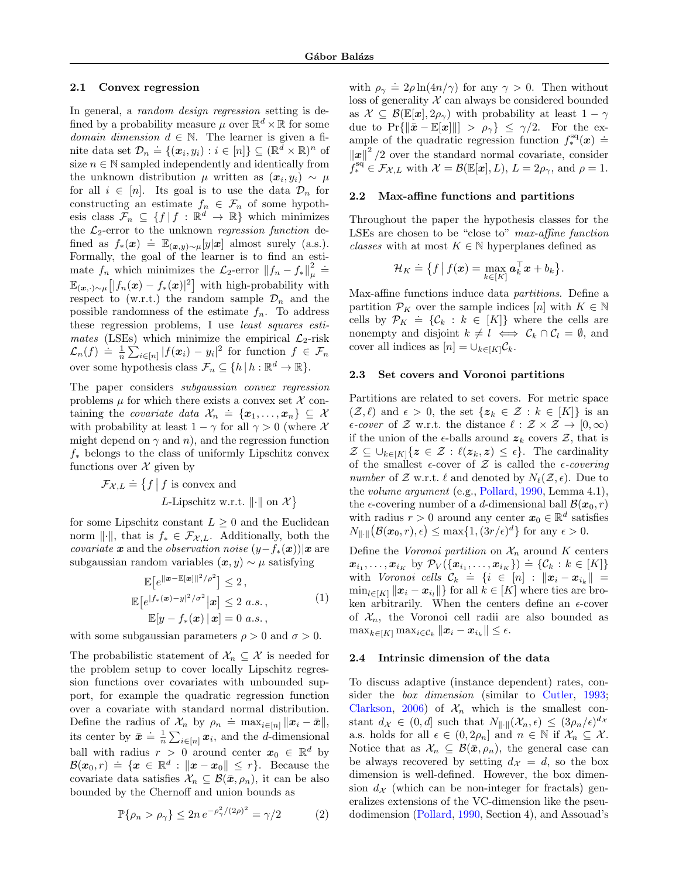### 2.1 Convex regression

In general, a *random design regression* setting is defined by a probability measure $\mu$ over $\mathbb{R}^d \times \mathbb{R}$ for some *domain dimension* $d \in \mathbb{N}$. The learner is given a finite data set $\mathcal{D}_n \doteq \{(\boldsymbol{x}_i, y_i) : i \in [n]\} \subseteq (\mathbb{R}^d \times \mathbb{R})^n$ of size $n \in \mathbb{N}$ sampled independently and identically from the unknown distribution $\mu$ written as $(\boldsymbol{x}_i, y_i) \sim \mu$ for all $i \in [n]$. Its goal is to use the data $\mathcal{D}_n$ for constructing an estimate $f_n \in \mathcal{F}_n$ of some hypothesis class $\mathcal{F}_n \subseteq \{f \,|\, f : \mathbb{R}^d \to \mathbb{R}\}$ which minimizes the $\mathcal{L}_2$-error to the unknown *regression function* defined as $f_*(\boldsymbol{x}) \doteq \mathbb{E}_{(\boldsymbol{x},y)\sim\mu}[y|\boldsymbol{x}]$ almost surely (a.s.). Formally, the goal of the learner is to find an estimate $f_n$ which minimizes the $\mathcal{L}_2$-error $\|f_n - f_*\|_\mu^2 \doteq \mathbb{E}_{(\boldsymbol{x},\cdot)\sim\mu}\big[|f_n(\boldsymbol{x}) - f_*(\boldsymbol{x})|^2\big]$ with high-probability with respect to (w.r.t.) the random sample $\mathcal{D}_n$ and the possible randomness of the estimate $f_n$. To address these regression problems, I use *least squares estimates* (LSEs) which minimize the empirical $\mathcal{L}_2$-risk $\mathcal{L}_n(f) \doteq \frac{1}{n}\sum_{i\in[n]} |f(\boldsymbol{x}_i) - y_i|^2$ for function $f \in \mathcal{F}_n$ over some hypothesis class $\mathcal{F}_n \subseteq \{h \,|\, h : \mathbb{R}^d \to \mathbb{R}\}$.

The paper considers *subgaussian convex regression* problems $\mu$ for which there exists a convex set $\mathcal{X}$ containing the *covariate data* $\mathcal{X}_n \doteq \{\boldsymbol{x}_1, \ldots, \boldsymbol{x}_n\} \subseteq \mathcal{X}$ with probability at least $1-\gamma$ for all $\gamma > 0$ (where $\mathcal{X}$ might depend on $\gamma$ and $n$), and the regression function $f_*$ belongs to the class of uniformly Lipschitz convex functions over $\mathcal{X}$ given by

$$\mathcal{F}_{\mathcal{X},L} \doteq \big\{f \,\big|\, f \text{ is convex and } L\text{-Lipschitz w.r.t. } \|\cdot\| \text{ on } \mathcal{X}\big\}$$

for some Lipschitz constant $L \geq 0$ and the Euclidean norm $\|\cdot\|$, that is $f_* \in \mathcal{F}_{\mathcal{X},L}$. Additionally, both the *covariate* $\boldsymbol{x}$ and the *observation noise* $(y - f_*(\boldsymbol{x}))|\boldsymbol{x}$ are subgaussian random variables $(\boldsymbol{x}, y) \sim \mu$ satisfying

$$\begin{aligned}
\mathbb{E}\big[e^{\|\boldsymbol{x}-\mathbb{E}[\boldsymbol{x}]\|^2/\rho^2}\big] &\leq 2\,, \\
\mathbb{E}\big[e^{|f_*(\boldsymbol{x})-y|^2/\sigma^2}\big|\boldsymbol{x}\big] &\leq 2 \text{ a.s.}\,, \\
\mathbb{E}[y - f_*(\boldsymbol{x}) \,|\, \boldsymbol{x}] &= 0 \text{ a.s.}\,,
\end{aligned} \tag{1}$$

with some subgaussian parameters $\rho > 0$ and $\sigma > 0$.

The probabilistic statement of $\mathcal{X}_n \subseteq \mathcal{X}$ is needed for the problem setup to cover locally Lipschitz regression functions over covariates with unbounded support, for example the quadratic regression function over a covariate with standard normal distribution. Define the radius of $\mathcal{X}_n$ by $\rho_n \doteq \max_{i\in[n]} \|\boldsymbol{x}_i - \bar{\boldsymbol{x}}\|$, its center by $\bar{\boldsymbol{x}} \doteq \frac{1}{n}\sum_{i\in[n]} \boldsymbol{x}_i$, and the $d$-dimensional ball with radius $r > 0$ around center $\boldsymbol{x}_0 \in \mathbb{R}^d$ by $\mathcal{B}(\boldsymbol{x}_0, r) \doteq \{\boldsymbol{x} \in \mathbb{R}^d : \|\boldsymbol{x} - \boldsymbol{x}_0\| \leq r\}$. Because the covariate data satisfies $\mathcal{X}_n \subseteq \mathcal{B}(\bar{\boldsymbol{x}}, \rho_n)$, it can be also bounded by the Chernoff and union bounds as

$$\mathbb{P}\{\rho_n > \rho_\gamma\} \leq 2n\, e^{-\rho_\gamma^2/(2\rho)^2} = \gamma/2 \tag{2}$$

with $\rho_\gamma \doteq 2\rho\ln(4n/\gamma)$ for any $\gamma > 0$. Then without loss of generality $\mathcal{X}$ can always be considered bounded as $\mathcal{X} \subseteq \mathcal{B}(\mathbb{E}[\boldsymbol{x}], 2\rho_\gamma)$ with probability at least $1-\gamma$ due to $\Pr\{\|\bar{\boldsymbol{x}} - \mathbb{E}[\boldsymbol{x}]\|\} > \rho_\gamma\} \leq \gamma/2$. For the example of the quadratic regression function $f_*^{\mathrm{sq}}(\boldsymbol{x}) \doteq \|\boldsymbol{x}\|^2/2$ over the standard normal covariate, consider $f_*^{\mathrm{sq}} \in \mathcal{F}_{\mathcal{X},L}$ with $\mathcal{X} = \mathcal{B}(\mathbb{E}[\boldsymbol{x}], L)$, $L = 2\rho_\gamma$, and $\rho = 1$.

### 2.2 Max-affine functions and partitions

Throughout the paper the hypothesis classes for the LSEs are chosen to be "close to" *max-affine function classes* with at most $K \in \mathbb{N}$ hyperplanes defined as

$$\mathcal{H}_K \doteq \big\{f \,\big|\, f(\boldsymbol{x}) = \max_{k\in[K]} \boldsymbol{a}_k^\top \boldsymbol{x} + b_k\big\}.$$

Max-affine functions induce data *partitions*. Define a partition $\mathcal{P}_K$ over the sample indices $[n]$ with $K \in \mathbb{N}$ cells by $\mathcal{P}_K \doteq \{\mathcal{C}_k : k \in [K]\}$ where the cells are nonempty and disjoint $k \neq l \iff \mathcal{C}_k \cap \mathcal{C}_l = \emptyset$, and cover all indices as $[n] = \cup_{k\in[K]}\mathcal{C}_k$.

### 2.3 Set covers and Voronoi partitions

Partitions are related to set covers. For metric space $(\mathcal{Z}, \ell)$ and $\epsilon > 0$, the set $\{\boldsymbol{z}_k \in \mathcal{Z} : k \in [K]\}$ is an *$\epsilon$-cover* of $\mathcal{Z}$ w.r.t. the distance $\ell : \mathcal{Z} \times \mathcal{Z} \to [0, \infty)$ if the union of the $\epsilon$-balls around $\boldsymbol{z}_k$ covers $\mathcal{Z}$, that is $\mathcal{Z} \subseteq \cup_{k\in[K]}\{\boldsymbol{z} \in \mathcal{Z} : \ell(\boldsymbol{z}_k, \boldsymbol{z}) \leq \epsilon\}$. The cardinality of the smallest $\epsilon$-cover of $\mathcal{Z}$ is called the *$\epsilon$-covering number* of $\mathcal{Z}$ w.r.t. $\ell$ and denoted by $N_\ell(\mathcal{Z}, \epsilon)$. Due to the *volume argument* (e.g., Pollard, 1990, Lemma 4.1), the $\epsilon$-covering number of a $d$-dimensional ball $\mathcal{B}(\boldsymbol{x}_0, r)$ with radius $r > 0$ around any center $\boldsymbol{x}_0 \in \mathbb{R}^d$ satisfies $N_{\|\cdot\|}\big(\mathcal{B}(\boldsymbol{x}_0, r), \epsilon\big) \leq \max\{1, (3r/\epsilon)^d\}$ for any $\epsilon > 0$.

Define the *Voronoi partition* on $\mathcal{X}_n$ around $K$ centers $\boldsymbol{x}_{i_1}, \ldots, \boldsymbol{x}_{i_K}$ by $\mathcal{P}_\mathcal{V}(\{\boldsymbol{x}_{i_1}, \ldots, \boldsymbol{x}_{i_K}\}) \doteq \{\mathcal{C}_k : k \in [K]\}$ with *Voronoi cells* $\mathcal{C}_k \doteq \{i \in [n] : \|\boldsymbol{x}_i - \boldsymbol{x}_{i_k}\| = \min_{l\in[K]} \|\boldsymbol{x}_i - \boldsymbol{x}_{i_l}\|\}$ for all $k \in [K]$ where ties are broken arbitrarily. When the centers define an $\epsilon$-cover of $\mathcal{X}_n$, the Voronoi cell radii are also bounded as $\max_{k\in[K]}\max_{i\in\mathcal{C}_k} \|\boldsymbol{x}_i - \boldsymbol{x}_{i_k}\| \leq \epsilon$.

### 2.4 Intrinsic dimension of the data

To discuss adaptive (instance dependent) rates, consider the *box dimension* (similar to Cutler, 1993; Clarkson, 2006) of $\mathcal{X}_n$ which is the smallest constant $d_\mathcal{X} \in (0, d]$ such that $N_{\|\cdot\|}(\mathcal{X}_n, \epsilon) \leq (3\rho_n/\epsilon)^{d_\mathcal{X}}$ a.s. holds for all $\epsilon \in (0, 2\rho_n]$ and $n \in \mathbb{N}$ if $\mathcal{X}_n \subseteq \mathcal{X}$. Notice that as $\mathcal{X}_n \subseteq \mathcal{B}(\bar{\boldsymbol{x}}, \rho_n)$, the general case can be always recovered by setting $d_\mathcal{X} = d$, so the box dimension is well-defined. However, the box dimension $d_\mathcal{X}$ (which can be non-integer for fractals) generalizes extensions of the VC-dimension like the pseudodimension (Pollard, 1990, Section 4), and Assouad's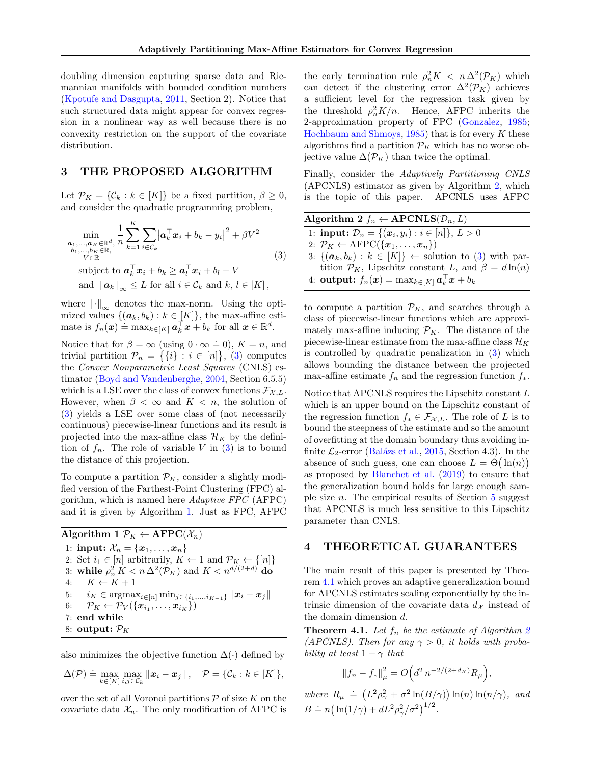doubling dimension capturing sparse data and Riemannian manifolds with bounded condition numbers (Kpotufe and Dasgupta, 2011, Section 2). Notice that such structured data might appear for convex regression in a nonlinear way as well because there is no convexity restriction on the support of the covariate distribution.

## 3 THE PROPOSED ALGORITHM

Let $\mathcal{P}_K = \{\mathcal{C}_k : k \in [K]\}$ be a fixed partition, $\beta \geq 0$, and consider the quadratic programming problem,

$$
\begin{aligned}
\min_{\substack{\boldsymbol{a}_1,\ldots,\boldsymbol{a}_K \in \mathbb{R}^d,\\ b_1,\ldots,b_K \in \mathbb{R},\\ V \in \mathbb{R}}} \ & \frac{1}{n}\sum_{k=1}^{K}\sum_{i\in\mathcal{C}_k}\left|\boldsymbol{a}_k^\top \boldsymbol{x}_i + b_k - y_i\right|^2 + \beta V^2 \\
\text{subject to } & \boldsymbol{a}_k^\top \boldsymbol{x}_i + b_k \geq \boldsymbol{a}_l^\top \boldsymbol{x}_i + b_l - V \\
\text{and } & \|\boldsymbol{a}_k\|_\infty \leq L \text{ for all } i \in \mathcal{C}_k \text{ and } k,\, l \in [K]\,,
\end{aligned} \tag{3}
$$

where $\|\cdot\|_\infty$ denotes the max-norm. Using the optimized values $\{(\boldsymbol{a}_k, b_k) : k \in [K]\}$, the max-affine estimate is $f_n(\boldsymbol{x}) \doteq \max_{k\in[K]} \boldsymbol{a}_k^\top \boldsymbol{x} + b_k$ for all $\boldsymbol{x} \in \mathbb{R}^d$.

Notice that for $\beta = \infty$ (using $0 \cdot \infty \doteq 0$), $K = n$, and trivial partition $\mathcal{P}_n = \big\{\{i\} : i \in [n]\big\}$, (3) computes the *Convex Nonparametric Least Squares* (CNLS) estimator (Boyd and Vandenberghe, 2004, Section 6.5.5) which is a LSE over the class of convex functions $\mathcal{F}_{\mathcal{X},L}$. However, when $\beta < \infty$ and $K < n$, the solution of (3) yields a LSE over some class of (not necessarily continuous) piecewise-linear functions and its result is projected into the max-affine class $\mathcal{H}_K$ by the definition of $f_n$. The role of variable $V$ in (3) is to bound the distance of this projection.

To compute a partition $\mathcal{P}_K$, consider a slightly modified version of the Farthest-Point Clustering (FPC) algorithm, which is named here *Adaptive FPC* (AFPC) and it is given by Algorithm 1. Just as FPC, AFPC

**Algorithm 1** $\mathcal{P}_K \leftarrow$ **AFPC**$(\mathcal{X}_n)$

```
1: input: X_n = {x_1, ..., x_n}
2: Set i_1 ∈ [n] arbitrarily, K ← 1 and P_K ← {[n]}
3: while ρ_n^2 K < n Δ^2(P_K) and K < n^{d/(2+d)} do
4:     K ← K + 1
5:     i_K ∈ argmax_{i∈[n]} min_{j∈{i_1,...,i_{K-1}}} ||x_i − x_j||
6:     P_K ← P_V({x_{i_1}, ..., x_{i_K}})
7: end while
8: output: P_K
```

also minimizes the objective function $\Delta(\cdot)$ defined by

$$
\Delta(\mathcal{P}) \doteq \max_{k\in[K]} \max_{i,j\in\mathcal{C}_k} \|\boldsymbol{x}_i - \boldsymbol{x}_j\|\,, \quad \mathcal{P} = \{\mathcal{C}_k : k \in [K]\},
$$

over the set of all Voronoi partitions $\mathcal{P}$ of size $K$ on the covariate data $\mathcal{X}_n$. The only modification of AFPC is the early termination rule $\rho_n^2 K < n\,\Delta^2(\mathcal{P}_K)$ which can detect if the clustering error $\Delta^2(\mathcal{P}_K)$ achieves a sufficient level for the regression task given by the threshold $\rho_n^2 K/n$. Hence, AFPC inherits the 2-approximation property of FPC (Gonzalez, 1985; Hochbaum and Shmoys, 1985) that is for every $K$ these algorithms find a partition $\mathcal{P}_K$ which has no worse objective value $\Delta(\mathcal{P}_K)$ than twice the optimal.

Finally, consider the *Adaptively Partitioning CNLS* (APCNLS) estimator as given by Algorithm 2, which is the topic of this paper. APCNLS uses AFPC

**Algorithm 2** $f_n \leftarrow$ **APCNLS**$(\mathcal{D}_n, L)$

```
1: input: D_n = {(x_i, y_i) : i ∈ [n]}, L > 0
2: P_K ← AFPC({x_1, ..., x_n})
3: {(a_k, b_k) : k ∈ [K]} ← solution to (3) with partition P_K, Lipschitz constant L, and β = d ln(n)
4: output: f_n(x) = max_{k∈[K]} a_k^T x + b_k
```

to compute a partition $\mathcal{P}_K$, and searches through a class of piecewise-linear functions which are approximately max-affine inducing $\mathcal{P}_K$. The distance of the piecewise-linear estimate from the max-affine class $\mathcal{H}_K$ is controlled by quadratic penalization in (3) which allows bounding the distance between the projected max-affine estimate $f_n$ and the regression function $f_*$.

Notice that APCNLS requires the Lipschitz constant $L$ which is an upper bound on the Lipschitz constant of the regression function $f_* \in \mathcal{F}_{\mathcal{X},L}$. The role of $L$ is to bound the steepness of the estimate and so the amount of overfitting at the domain boundary thus avoiding infinite $\mathcal{L}_2$-error (Balázs et al., 2015, Section 4.3). In the absence of such guess, one can choose $L = \Theta\big(\ln(n)\big)$ as proposed by Blanchet et al. (2019) to ensure that the generalization bound holds for large enough sample size $n$. The empirical results of Section 5 suggest that APCNLS is much less sensitive to this Lipschitz parameter than CNLS.

## 4 THEORETICAL GUARANTEES

The main result of this paper is presented by Theorem 4.1 which proves an adaptive generalization bound for APCNLS estimates scaling exponentially by the intrinsic dimension of the covariate data $d_{\mathcal{X}}$ instead of the domain dimension $d$.

**Theorem 4.1.** *Let $f_n$ be the estimate of Algorithm 2 (APCNLS). Then for any $\gamma > 0$, it holds with probability at least $1 - \gamma$ that*

$$
\|f_n - f_*\|_\mu^2 = O\Big(d^2\, n^{-2/(2+d_{\mathcal{X}})} R_\mu\Big),
$$

*where $R_\mu \doteq \big(L^2\rho_\gamma^2 + \sigma^2 \ln(B/\gamma)\big)\ln(n)\ln(n/\gamma)$, and $B \doteq n\big(\ln(1/\gamma) + dL^2\rho_\gamma^2/\sigma^2\big)^{1/2}$.*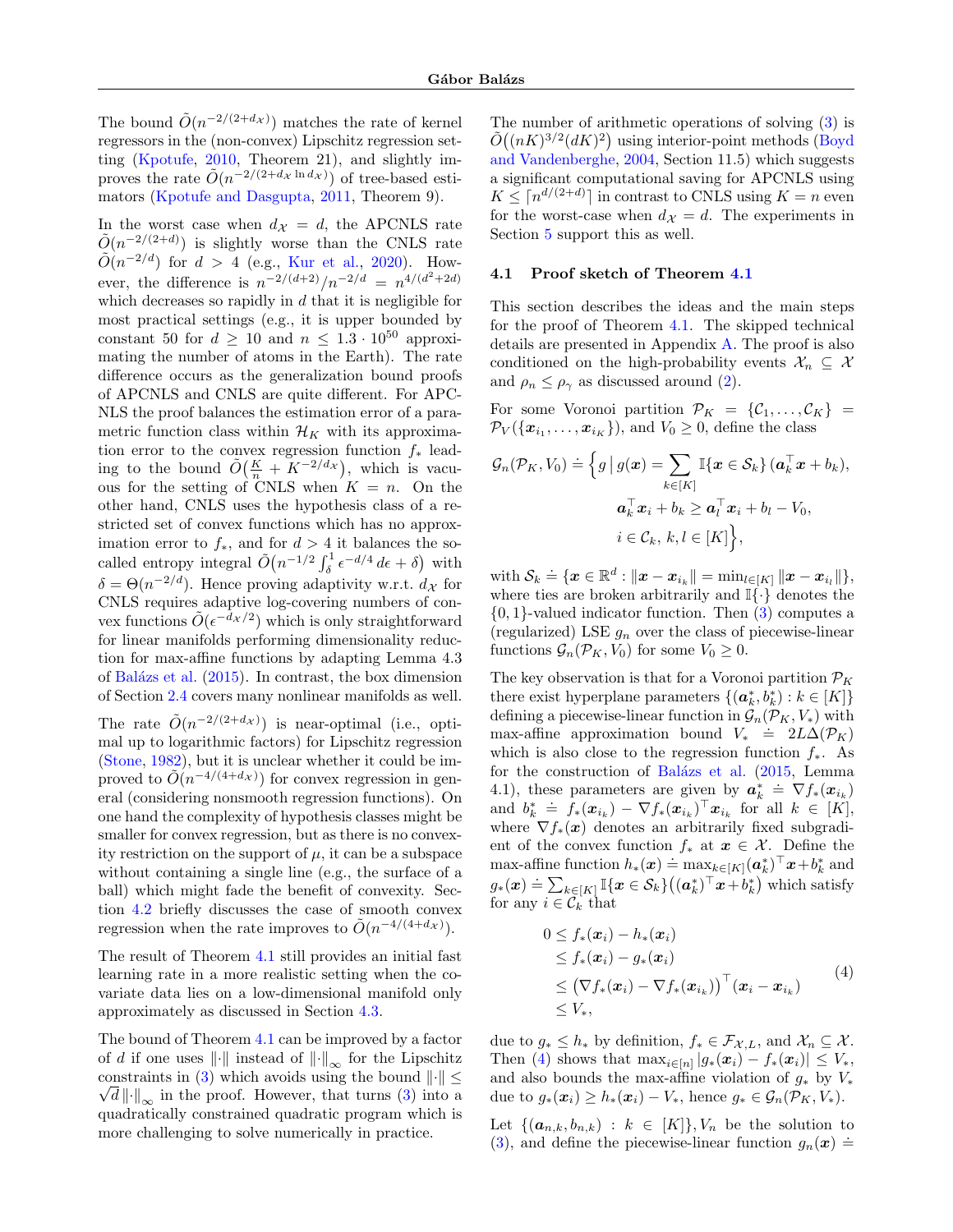The bound $\tilde{O}(n^{-2/(2+d_{\mathcal{X}})})$ matches the rate of kernel regressors in the (non-convex) Lipschitz regression setting (Kpotufe, 2010, Theorem 21), and slightly improves the rate $\tilde{O}(n^{-2/(2+d_{\mathcal{X}} \ln d_{\mathcal{X}})})$ of tree-based estimators (Kpotufe and Dasgupta, 2011, Theorem 9).

In the worst case when $d_{\mathcal{X}} = d$, the APCNLS rate $\tilde{O}(n^{-2/(2+d)})$ is slightly worse than the CNLS rate $\tilde{O}(n^{-2/d})$ for $d > 4$ (e.g., Kur et al., 2020). However, the difference is $n^{-2/(d+2)}/n^{-2/d} = n^{4/(d^2+2d)}$ which decreases so rapidly in $d$ that it is negligible for most practical settings (e.g., it is upper bounded by constant 50 for $d \geq 10$ and $n \leq 1.3 \cdot 10^{50}$ approximating the number of atoms in the Earth). The rate difference occurs as the generalization bound proofs of APCNLS and CNLS are quite different. For APCNLS the proof balances the estimation error of a parametric function class within $\mathcal{H}_K$ with its approximation error to the convex regression function $f_*$ leading to the bound $\tilde{O}\big(\frac{K}{n} + K^{-2/d_{\mathcal{X}}}\big)$, which is vacuous for the setting of CNLS when $K = n$. On the other hand, CNLS uses the hypothesis class of a restricted set of convex functions which has no approximation error to $f_*$, and for $d > 4$ it balances the so-called entropy integral $\tilde{O}\big(n^{-1/2}\int_\delta^1 \epsilon^{-d/4}\,d\epsilon + \delta\big)$ with $\delta = \Theta(n^{-2/d})$. Hence proving adaptivity w.r.t. $d_{\mathcal{X}}$ for CNLS requires adaptive log-covering numbers of convex functions $\tilde{O}(\epsilon^{-d_{\mathcal{X}}/2})$ which is only straightforward for linear manifolds performing dimensionality reduction for max-affine functions by adapting Lemma 4.3 of Balázs et al. (2015). In contrast, the box dimension of Section 2.4 covers many nonlinear manifolds as well.

The rate $\tilde{O}(n^{-2/(2+d_{\mathcal{X}})})$ is near-optimal (i.e., optimal up to logarithmic factors) for Lipschitz regression (Stone, 1982), but it is unclear whether it could be improved to $\tilde{O}(n^{-4/(4+d_{\mathcal{X}})})$ for convex regression in general (considering nonsmooth regression functions). On one hand the complexity of hypothesis classes might be smaller for convex regression, but as there is no convexity restriction on the support of $\mu$, it can be a subspace without containing a single line (e.g., the surface of a ball) which might fade the benefit of convexity. Section 4.2 briefly discusses the case of smooth convex regression when the rate improves to $\tilde{O}(n^{-4/(4+d_{\mathcal{X}})})$.

The result of Theorem 4.1 still provides an initial fast learning rate in a more realistic setting when the covariate data lies on a low-dimensional manifold only approximately as discussed in Section 4.3.

The bound of Theorem 4.1 can be improved by a factor of $d$ if one uses $\|\cdot\|$ instead of $\|\cdot\|_\infty$ for the Lipschitz constraints in (3) which avoids using the bound $\|\cdot\| \leq \sqrt{d}\,\|\cdot\|_\infty$ in the proof. However, that turns (3) into a quadratically constrained quadratic program which is more challenging to solve numerically in practice.

The number of arithmetic operations of solving (3) is $\tilde{O}\big((nK)^{3/2}(dK)^2\big)$ using interior-point methods (Boyd and Vandenberghe, 2004, Section 11.5) which suggests a significant computational saving for APCNLS using $K \leq \lceil n^{d/(2+d)} \rceil$ in contrast to CNLS using $K = n$ even for the worst-case when $d_{\mathcal{X}} = d$. The experiments in Section 5 support this as well.

### 4.1 Proof sketch of Theorem 4.1

This section describes the ideas and the main steps for the proof of Theorem 4.1. The skipped technical details are presented in Appendix A. The proof is also conditioned on the high-probability events $\mathcal{X}_n \subseteq \mathcal{X}$ and $\rho_n \leq \rho_\gamma$ as discussed around (2).

For some Voronoi partition $\mathcal{P}_K = \{\mathcal{C}_1, \ldots, \mathcal{C}_K\} = \mathcal{P}_V(\{\boldsymbol{x}_{i_1}, \ldots, \boldsymbol{x}_{i_K}\})$, and $V_0 \geq 0$, define the class

$$
\begin{aligned}
\mathcal{G}_n(\mathcal{P}_K, V_0) \doteq \Big\{ g \,\Big|\, g(\boldsymbol{x}) = \sum_{k \in [K]} \mathbb{I}\{\boldsymbol{x} \in \mathcal{S}_k\}\,(\boldsymbol{a}_k^\top \boldsymbol{x} + b_k),\\
\boldsymbol{a}_k^\top \boldsymbol{x}_i + b_k \geq \boldsymbol{a}_l^\top \boldsymbol{x}_i + b_l - V_0,\\
i \in \mathcal{C}_k,\, k, l \in [K] \Big\},
\end{aligned}
$$

with $\mathcal{S}_k \doteq \{\boldsymbol{x} \in \mathbb{R}^d : \|\boldsymbol{x} - \boldsymbol{x}_{i_k}\| = \min_{l \in [K]} \|\boldsymbol{x} - \boldsymbol{x}_{i_l}\|\}$, where ties are broken arbitrarily and $\mathbb{I}\{\cdot\}$ denotes the $\{0,1\}$-valued indicator function. Then (3) computes a (regularized) LSE $g_n$ over the class of piecewise-linear functions $\mathcal{G}_n(\mathcal{P}_K, V_0)$ for some $V_0 \geq 0$.

The key observation is that for a Voronoi partition $\mathcal{P}_K$ there exist hyperplane parameters $\{(\boldsymbol{a}_k^*, b_k^*) : k \in [K]\}$ defining a piecewise-linear function in $\mathcal{G}_n(\mathcal{P}_K, V_*)$ with max-affine approximation bound $V_* \doteq 2L\Delta(\mathcal{P}_K)$ which is also close to the regression function $f_*$. As for the construction of Balázs et al. (2015, Lemma 4.1), these parameters are given by $\boldsymbol{a}_k^* \doteq \nabla f_*(\boldsymbol{x}_{i_k})$ and $b_k^* \doteq f_*(\boldsymbol{x}_{i_k}) - \nabla f_*(\boldsymbol{x}_{i_k})^\top \boldsymbol{x}_{i_k}$ for all $k \in [K]$, where $\nabla f_*(\boldsymbol{x})$ denotes an arbitrarily fixed subgradient of the convex function $f_*$ at $\boldsymbol{x} \in \mathcal{X}$. Define the max-affine function $h_*(\boldsymbol{x}) \doteq \max_{k \in [K]} (\boldsymbol{a}_k^*)^\top \boldsymbol{x} + b_k^*$ and $g_*(\boldsymbol{x}) \doteq \sum_{k \in [K]} \mathbb{I}\{\boldsymbol{x} \in \mathcal{S}_k\}\big((\boldsymbol{a}_k^*)^\top \boldsymbol{x} + b_k^*\big)$ which satisfy for any $i \in \mathcal{C}_k$ that

$$
\begin{aligned}
0 &\leq f_*(\boldsymbol{x}_i) - h_*(\boldsymbol{x}_i)\\
&\leq f_*(\boldsymbol{x}_i) - g_*(\boldsymbol{x}_i)\\
&\leq \big(\nabla f_*(\boldsymbol{x}_i) - \nabla f_*(\boldsymbol{x}_{i_k})\big)^\top (\boldsymbol{x}_i - \boldsymbol{x}_{i_k})\\
&\leq V_*,
\end{aligned}
\tag{4}
$$

due to $g_* \leq h_*$ by definition, $f_* \in \mathcal{F}_{\mathcal{X},L}$, and $\mathcal{X}_n \subseteq \mathcal{X}$. Then (4) shows that $\max_{i \in [n]} |g_*(\boldsymbol{x}_i) - f_*(\boldsymbol{x}_i)| \leq V_*$, and also bounds the max-affine violation of $g_*$ by $V_*$ due to $g_*(\boldsymbol{x}_i) \geq h_*(\boldsymbol{x}_i) - V_*$, hence $g_* \in \mathcal{G}_n(\mathcal{P}_K, V_*)$.

Let $\{(\boldsymbol{a}_{n,k}, b_{n,k}) : k \in [K]\}, V_n$ be the solution to (3), and define the piecewise-linear function $g_n(\boldsymbol{x}) \doteq$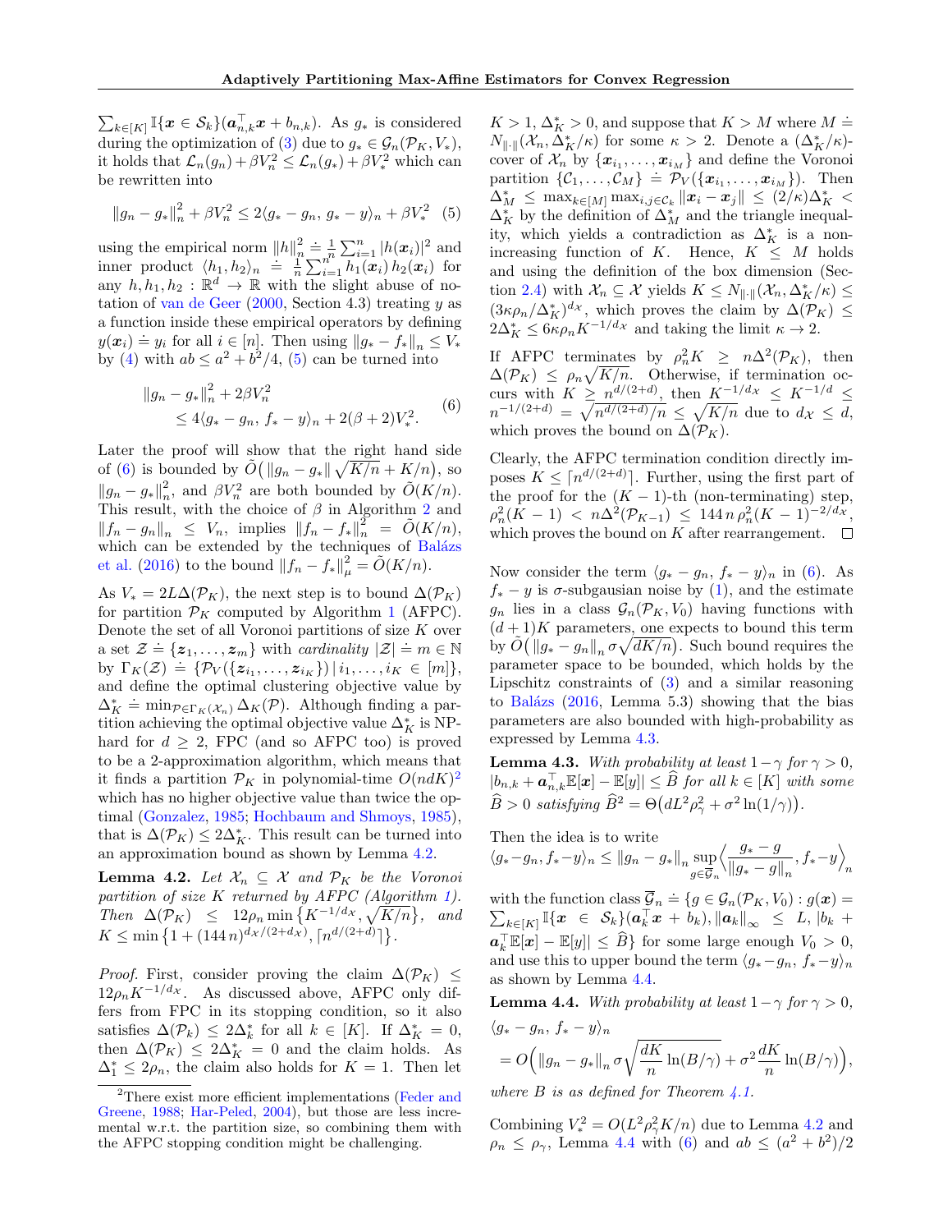$\sum_{k\in[K]} \mathbb{I}\{\boldsymbol{x} \in \mathcal{S}_k\}(\boldsymbol{a}_{n,k}^\top \boldsymbol{x} + b_{n,k})$. As $g_*$ is considered during the optimization of (3) due to $g_* \in \mathcal{G}_n(\mathcal{P}_K, V_*)$, it holds that $\mathcal{L}_n(g_n) + \beta V_n^2 \le \mathcal{L}_n(g_*) + \beta V_*^2$ which can be rewritten into

$$\|g_n - g_*\|_n^2 + \beta V_n^2 \le 2\langle g_* - g_n,\, g_* - y\rangle_n + \beta V_*^2 \quad (5)$$

using the empirical norm $\|h\|_n^2 \doteq \frac{1}{n}\sum_{i=1}^n |h(\boldsymbol{x}_i)|^2$ and inner product $\langle h_1, h_2\rangle_n \doteq \frac{1}{n}\sum_{i=1}^n h_1(\boldsymbol{x}_i)\, h_2(\boldsymbol{x}_i)$ for any $h, h_1, h_2 : \mathbb{R}^d \to \mathbb{R}$ with the slight abuse of notation of van de Geer (2000, Section 4.3) treating $y$ as a function inside these empirical operators by defining $y(\boldsymbol{x}_i) \doteq y_i$ for all $i \in [n]$. Then using $\|g_* - f_*\|_n \le V_*$ by (4) with $ab \le a^2 + b^2/4$, (5) can be turned into

$$\begin{aligned} &\|g_n - g_*\|_n^2 + 2\beta V_n^2 \\ &\quad \le 4\langle g_* - g_n,\, f_* - y\rangle_n + 2(\beta+2)V_*^2. \end{aligned} \quad (6)$$

Later the proof will show that the right hand side of (6) is bounded by $\tilde{O}\big(\|g_n - g_*\|\sqrt{K/n} + K/n\big)$, so $\|g_n - g_*\|_n^2$, and $\beta V_n^2$ are both bounded by $\tilde{O}(K/n)$. This result, with the choice of $\beta$ in Algorithm 2 and $\|f_n - g_n\|_n \le V_n$, implies $\|f_n - f_*\|_n^2 = \tilde{O}(K/n)$, which can be extended by the techniques of Balázs et al. (2016) to the bound $\|f_n - f_*\|_\mu^2 = \tilde{O}(K/n)$.

As $V_* = 2L\Delta(\mathcal{P}_K)$, the next step is to bound $\Delta(\mathcal{P}_K)$ for partition $\mathcal{P}_K$ computed by Algorithm 1 (AFPC). Denote the set of all Voronoi partitions of size $K$ over a set $\mathcal{Z} \doteq \{\boldsymbol{z}_1, \ldots, \boldsymbol{z}_m\}$ with *cardinality* $|\mathcal{Z}| \doteq m \in \mathbb{N}$ by $\Gamma_K(\mathcal{Z}) \doteq \{\mathcal{P}_V(\{\boldsymbol{z}_{i_1}, \ldots, \boldsymbol{z}_{i_K}\}) \,|\, i_1, \ldots, i_K \in [m]\}$, and define the optimal clustering objective value by $\Delta_K^* \doteq \min_{\mathcal{P}\in\Gamma_K(\mathcal{X}_n)} \Delta_K(\mathcal{P})$. Although finding a partition achieving the optimal objective value $\Delta_K^*$ is NP-hard for $d \ge 2$, FPC (and so AFPC too) is proved to be a 2-approximation algorithm, which means that it finds a partition $\mathcal{P}_K$ in polynomial-time $O(ndK)$[2] which has no higher objective value than twice the optimal (Gonzalez, 1985; Hochbaum and Shmoys, 1985), that is $\Delta(\mathcal{P}_K) \le 2\Delta_K^*$. This result can be turned into an approximation bound as shown by Lemma 4.2.

**Lemma 4.2.** *Let $\mathcal{X}_n \subseteq \mathcal{X}$ and $\mathcal{P}_K$ be the Voronoi partition of size $K$ returned by AFPC (Algorithm 1). Then $\Delta(\mathcal{P}_K) \le 12\rho_n \min\big\{K^{-1/d_\mathcal{X}}, \sqrt{K/n}\big\}$, and $K \le \min\big\{1 + (144\,n)^{d_\mathcal{X}/(2+d_\mathcal{X})}, \lceil n^{d/(2+d)}\rceil\big\}$.*

*Proof.* First, consider proving the claim $\Delta(\mathcal{P}_K) \le 12\rho_n K^{-1/d_\mathcal{X}}$. As discussed above, AFPC only differs from FPC in its stopping condition, so it also satisfies $\Delta(\mathcal{P}_k) \le 2\Delta_k^*$ for all $k \in [K]$. If $\Delta_K^* = 0$, then $\Delta(\mathcal{P}_K) \le 2\Delta_K^* = 0$ and the claim holds. As $\Delta_1^* \le 2\rho_n$, the claim also holds for $K = 1$. Then let $K > 1$, $\Delta_K^* > 0$, and suppose that $K > M$ where $M \doteq N_{\|\cdot\|}(\mathcal{X}_n, \Delta_K^*/\kappa)$ for some $\kappa > 2$. Denote a $(\Delta_K^*/\kappa)$-cover of $\mathcal{X}_n$ by $\{\boldsymbol{x}_{i_1}, \ldots, \boldsymbol{x}_{i_M}\}$ and define the Voronoi partition $\{\mathcal{C}_1, \ldots, \mathcal{C}_M\} \doteq \mathcal{P}_V(\{\boldsymbol{x}_{i_1}, \ldots, \boldsymbol{x}_{i_M}\})$. Then $\Delta_M^* \le \max_{k\in[M]} \max_{i,j\in\mathcal{C}_k} \|\boldsymbol{x}_i - \boldsymbol{x}_j\| \le (2/\kappa)\Delta_K^* < \Delta_K^*$ by the definition of $\Delta_M^*$ and the triangle inequality, which yields a contradiction as $\Delta_K^*$ is a non-increasing function of $K$. Hence, $K \le M$ holds and using the definition of the box dimension (Section 2.4) with $\mathcal{X}_n \subseteq \mathcal{X}$ yields $K \le N_{\|\cdot\|}(\mathcal{X}_n, \Delta_K^*/\kappa) \le (3\kappa\rho_n/\Delta_K^*)^{d_\mathcal{X}}$, which proves the claim by $\Delta(\mathcal{P}_K) \le 2\Delta_K^* \le 6\kappa\rho_n K^{-1/d_\mathcal{X}}$ and taking the limit $\kappa \to 2$.

If AFPC terminates by $\rho_n^2 K \ge n\Delta^2(\mathcal{P}_K)$, then $\Delta(\mathcal{P}_K) \le \rho_n\sqrt{K/n}$. Otherwise, if termination occurs with $K \ge n^{d/(2+d)}$, then $K^{-1/d_\mathcal{X}} \le K^{-1/d} \le n^{-1/(2+d)} = \sqrt{n^{d/(2+d)}/n} \le \sqrt{K/n}$ due to $d_\mathcal{X} \le d$, which proves the bound on $\Delta(\mathcal{P}_K)$.

Clearly, the AFPC termination condition directly imposes $K \le \lceil n^{d/(2+d)}\rceil$. Further, using the first part of the proof for the $(K-1)$-th (non-terminating) step, $\rho_n^2(K-1) < n\Delta^2(\mathcal{P}_{K-1}) \le 144\,n\,\rho_n^2(K-1)^{-2/d_\mathcal{X}}$, which proves the bound on $K$ after rearrangement. $\square$

Now consider the term $\langle g_* - g_n,\, f_* - y\rangle_n$ in (6). As $f_* - y$ is $\sigma$-subgausian noise by (1), and the estimate $g_n$ lies in a class $\mathcal{G}_n(\mathcal{P}_K, V_0)$ having functions with $(d+1)K$ parameters, one expects to bound this term by $\tilde{O}\big(\|g_* - g_n\|_n \sigma\sqrt{dK/n}\big)$. Such bound requires the parameter space to be bounded, which holds by the Lipschitz constraints of (3) and a similar reasoning to Balázs (2016, Lemma 5.3) showing that the bias parameters are also bounded with high-probability as expressed by Lemma 4.3.

**Lemma 4.3.** *With probability at least $1-\gamma$ for $\gamma > 0$, $|b_{n,k} + \boldsymbol{a}_{n,k}^\top \mathbb{E}[\boldsymbol{x}] - \mathbb{E}[y]| \le \widehat{B}$ for all $k \in [K]$ with some $\widehat{B} > 0$ satisfying $\widehat{B}^2 = \Theta\big(dL^2\rho_\gamma^2 + \sigma^2\ln(1/\gamma)\big)$.*

Then the idea is to write

$\langle g_* - g_n, f_* - y\rangle_n \le \|g_n - g_*\|_n \sup_{g\in\overline{\mathcal{G}}_n} \Big\langle \frac{g_* - g}{\|g_* - g\|_n}, f_* - y\Big\rangle_n$

with the function class $\overline{\mathcal{G}}_n \doteq \{g \in \mathcal{G}_n(\mathcal{P}_K, V_0) : g(\boldsymbol{x}) = \sum_{k\in[K]} \mathbb{I}\{\boldsymbol{x} \in \mathcal{S}_k\}(\boldsymbol{a}_k^\top \boldsymbol{x} + b_k), \|\boldsymbol{a}_k\|_\infty \le L, |b_k + \boldsymbol{a}_k^\top \mathbb{E}[\boldsymbol{x}] - \mathbb{E}[y]| \le \widehat{B}\}$ for some large enough $V_0 > 0$, and use this to upper bound the term $\langle g_* - g_n, f_* - y\rangle_n$ as shown by Lemma 4.4.

**Lemma 4.4.** *With probability at least $1-\gamma$ for $\gamma > 0$,*

$$\begin{aligned} &\langle g_* - g_n,\, f_* - y\rangle_n \\ &\quad = O\Big(\|g_n - g_*\|_n\, \sigma\sqrt{\frac{dK}{n}\ln(B/\gamma)} + \sigma^2\frac{dK}{n}\ln(B/\gamma)\Big), \end{aligned}$$

*where $B$ is as defined for Theorem 4.1.*

Combining $V_*^2 = O(L^2\rho_\gamma^2 K/n)$ due to Lemma 4.2 and $\rho_n \le \rho_\gamma$, Lemma 4.4 with (6) and $ab \le (a^2 + b^2)/2$

---

[2] There exist more efficient implementations (Feder and Greene, 1988; Har-Peled, 2004), but those are less incremental w.r.t. the partition size, so combining them with the AFPC stopping condition might be challenging.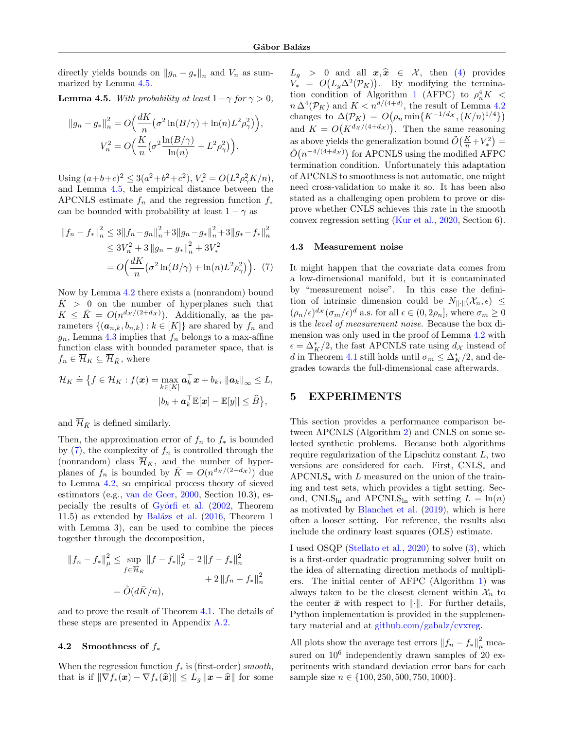directly yields bounds on $\|g_n - g_*\|_n$ and $V_n$ as summarized by Lemma 4.5.

**Lemma 4.5.** *With probability at least $1-\gamma$ for $\gamma > 0$,*

$$\|g_n - g_*\|_n^2 = O\Big(\frac{dK}{n}\big(\sigma^2 \ln(B/\gamma) + \ln(n) L^2 \rho_\gamma^2\big)\Big),$$
$$V_n^2 = O\Big(\frac{K}{n}\big(\sigma^2 \frac{\ln(B/\gamma)}{\ln(n)} + L^2 \rho_\gamma^2\big)\Big).$$

Using $(a+b+c)^2 \leq 3(a^2+b^2+c^2)$, $V_*^2 = O(L^2\rho_\gamma^2 K/n)$, and Lemma 4.5, the empirical distance between the APCNLS estimate $f_n$ and the regression function $f_*$ can be bounded with probability at least $1-\gamma$ as

$$\begin{aligned}\|f_n - f_*\|_n^2 &\leq 3\|f_n - g_n\|_n^2 + 3\|g_n - g_*\|_n^2 + 3\|g_* - f_*\|_n^2 \\ &\leq 3V_n^2 + 3\|g_n - g_*\|_n^2 + 3V_*^2 \\ &= O\Big(\frac{dK}{n}\big(\sigma^2 \ln(B/\gamma) + \ln(n) L^2 \rho_\gamma^2\big)\Big). \quad (7)\end{aligned}$$

Now by Lemma 4.2 there exists a (nonrandom) bound $\bar{K} > 0$ on the number of hyperplanes such that $K \leq \bar{K} = O(n^{d_\mathcal{X}/(2+d_\mathcal{X})})$. Additionally, as the parameters $\{(\boldsymbol{a}_{n,k}, b_{n,k}) : k \in [K]\}$ are shared by $f_n$ and $g_n$, Lemma 4.3 implies that $f_n$ belongs to a max-affine function class with bounded parameter space, that is $f_n \in \overline{\mathcal{H}}_K \subseteq \overline{\mathcal{H}}_{\bar{K}}$, where

$$\overline{\mathcal{H}}_K \doteq \big\{f \in \mathcal{H}_K : f(\boldsymbol{x}) = \max_{k\in[K]} \boldsymbol{a}_k^\top \boldsymbol{x} + b_k,\ \|\boldsymbol{a}_k\|_\infty \leq L,$$
$$|b_k + \boldsymbol{a}_k^\top \mathbb{E}[\boldsymbol{x}] - \mathbb{E}[y]| \leq \widehat{B}\big\},$$

and $\overline{\mathcal{H}}_{\bar{K}}$ is defined similarly.

Then, the approximation error of $f_n$ to $f_*$ is bounded by (7), the complexity of $f_n$ is controlled through the (nonrandom) class $\overline{\mathcal{H}}_{\bar{K}}$, and the number of hyperplanes of $f_n$ is bounded by $\bar{K} = O(n^{d_\mathcal{X}/(2+d_\mathcal{X})})$ due to Lemma 4.2, so empirical process theory of sieved estimators (e.g., van de Geer, 2000, Section 10.3), especially the results of Györfi et al. (2002, Theorem 11.5) as extended by Balázs et al. (2016, Theorem 1 with Lemma 3), can be used to combine the pieces together through the decomposition,

$$\begin{aligned}\|f_n - f_*\|_\mu^2 &\leq \sup_{f\in\overline{\mathcal{H}}_{\bar{K}}} \|f - f_*\|_\mu^2 - 2\|f - f_*\|_n^2 \\ &\qquad + 2\|f_n - f_*\|_n^2 \\ &= \tilde{O}(d\bar{K}/n),\end{aligned}$$

and to prove the result of Theorem 4.1. The details of these steps are presented in Appendix A.2.

### 4.2 Smoothness of $f_*$

When the regression function $f_*$ is (first-order) *smooth*, that is if $\|\nabla f_*(\boldsymbol{x}) - \nabla f_*(\widehat{\boldsymbol{x}})\| \leq L_g \|\boldsymbol{x} - \widehat{\boldsymbol{x}}\|$ for some $L_g > 0$ and all $\boldsymbol{x}, \widehat{\boldsymbol{x}} \in \mathcal{X}$, then (4) provides $V_* = O\big(L_g \Delta^2(\mathcal{P}_K)\big)$. By modifying the termination condition of Algorithm 1 (AFPC) to $\rho_n^4 K < n\,\Delta^4(\mathcal{P}_K)$ and $K < n^{d/(4+d)}$, the result of Lemma 4.2 changes to $\Delta(\mathcal{P}_K) = O\big(\rho_n \min\{K^{-1/d_\mathcal{X}}, (K/n)^{1/4}\}\big)$ and $K = O\big(K^{d_\mathcal{X}/(4+d_\mathcal{X})}\big)$. Then the same reasoning as above yields the generalization bound $\tilde{O}\big(\frac{K}{n} + V_*^2\big) = \tilde{O}\big(n^{-4/(4+d_\mathcal{X})}\big)$ for APCNLS using the modified AFPC termination condition. Unfortunately this adaptation of APCNLS to smoothness is not automatic, one might need cross-validation to make it so. It has been also stated as a challenging open problem to prove or disprove whether CNLS achieves this rate in the smooth convex regression setting (Kur et al., 2020, Section 6).

### 4.3 Measurement noise

It might happen that the covariate data comes from a low-dimensional manifold, but it is contaminated by "measurement noise". In this case the definition of intrinsic dimension could be $N_{\|\cdot\|}(\mathcal{X}_n, \epsilon) \leq (\rho_n/\epsilon)^{d_\mathcal{X}} (\sigma_m/\epsilon)^d$ a.s. for all $\epsilon \in (0, 2\rho_n]$, where $\sigma_m \geq 0$ is the *level of measurement noise*. Because the box dimension was only used in the proof of Lemma 4.2 with $\epsilon = \Delta_K^*/2$, the fast APCNLS rate using $d_\mathcal{X}$ instead of $d$ in Theorem 4.1 still holds until $\sigma_m \leq \Delta_K^*/2$, and degrades towards the full-dimensional case afterwards.

## 5 EXPERIMENTS

This section provides a performance comparison between APCNLS (Algorithm 2) and CNLS on some selected synthetic problems. Because both algorithms require regularization of the Lipschitz constant $L$, two versions are considered for each. First, CNLS$_*$ and APCNLS$_*$ with $L$ measured on the union of the training and test sets, which provides a tight setting. Second, CNLS$_{\ln}$ and APCNLS$_{\ln}$ with setting $L = \ln(n)$ as motivated by Blanchet et al. (2019), which is here often a looser setting. For reference, the results also include the ordinary least squares (OLS) estimate.

I used OSQP (Stellato et al., 2020) to solve (3), which is a first-order quadratic programming solver built on the idea of alternating direction methods of multipliers. The initial center of AFPC (Algorithm 1) was always taken to be the closest element within $\mathcal{X}_n$ to the center $\bar{\boldsymbol{x}}$ with respect to $\|\cdot\|$. For further details, Python implementation is provided in the supplementary material and at github.com/gabalz/cvxreg.

All plots show the average test errors $\|f_n - f_*\|_\mu^2$ measured on $10^6$ independently drawn samples of 20 experiments with standard deviation error bars for each sample size $n \in \{100, 250, 500, 750, 1000\}$.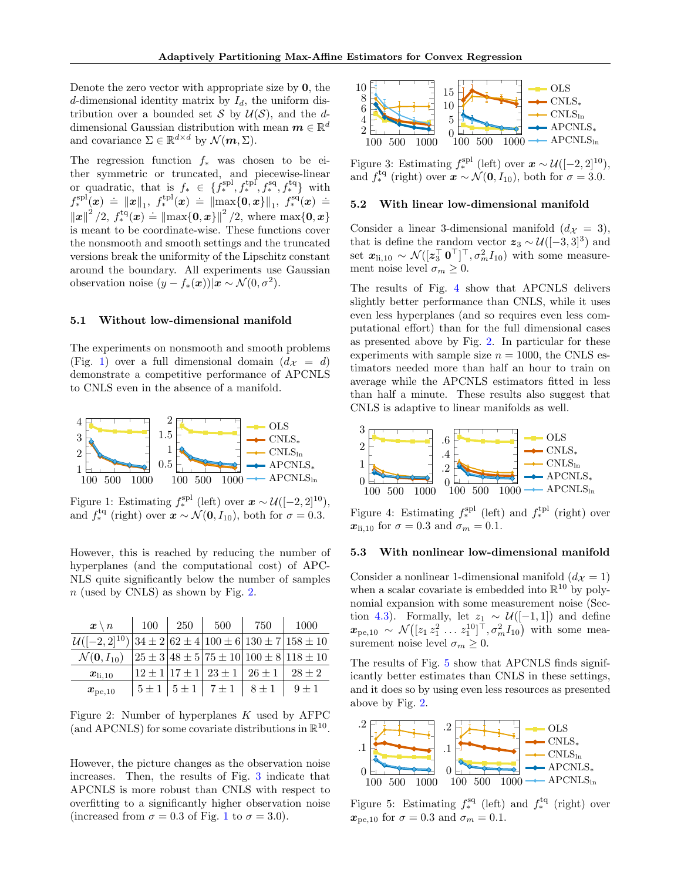Denote the zero vector with appropriate size by $\mathbf{0}$, the $d$-dimensional identity matrix by $I_d$, the uniform distribution over a bounded set $\mathcal{S}$ by $\mathcal{U}(\mathcal{S})$, and the $d$-dimensional Gaussian distribution with mean $\boldsymbol{m} \in \mathbb{R}^d$ and covariance $\Sigma \in \mathbb{R}^{d \times d}$ by $\mathcal{N}(\boldsymbol{m}, \Sigma)$.

The regression function $f_*$ was chosen to be either symmetric or truncated, and piecewise-linear or quadratic, that is $f_* \in \{f_*^{\text{spl}}, f_*^{\text{tpl}}, f_*^{\text{sq}}, f_*^{\text{tq}}\}$ with $f_*^{\text{spl}}(\boldsymbol{x}) \doteq \|\boldsymbol{x}\|_1$, $f_*^{\text{tpl}}(\boldsymbol{x}) \doteq \|\max\{\mathbf{0}, \boldsymbol{x}\}\|_1$, $f_*^{\text{sq}}(\boldsymbol{x}) \doteq \|\boldsymbol{x}\|^2/2$, $f_*^{\text{tq}}(\boldsymbol{x}) \doteq \|\max\{\mathbf{0}, \boldsymbol{x}\}\|^2/2$, where $\max\{\mathbf{0}, \boldsymbol{x}\}$ is meant to be coordinate-wise. These functions cover the nonsmooth and smooth settings and the truncated versions break the uniformity of the Lipschitz constant around the boundary. All experiments use Gaussian observation noise $(y - f_*(\boldsymbol{x}))|\boldsymbol{x} \sim \mathcal{N}(0, \sigma^2)$.

### 5.1 Without low-dimensional manifold

The experiments on nonsmooth and smooth problems (Fig. 1) over a full dimensional domain ($d_{\mathcal{X}} = d$) demonstrate a competitive performance of APCNLS to CNLS even in the absence of a manifold.

Figure 1: Estimating $f_*^{\text{spl}}$ (left) over $\boldsymbol{x} \sim \mathcal{U}([-2, 2]^{10})$, and $f_*^{\text{tq}}$ (right) over $\boldsymbol{x} \sim \mathcal{N}(\mathbf{0}, I_{10})$, both for $\sigma = 0.3$.

However, this is reached by reducing the number of hyperplanes (and the computational cost) of APCNLS quite significantly below the number of samples $n$ (used by CNLS) as shown by Fig. 2.

| $\boldsymbol{x} \setminus n$ | 100 | 250 | 500 | 750 | 1000 |
|---|---|---|---|---|---|
| $\mathcal{U}([-2, 2]^{10})$ | $34 \pm 2$ | $62 \pm 4$ | $100 \pm 6$ | $130 \pm 7$ | $158 \pm 10$ |
| $\mathcal{N}(\mathbf{0}, I_{10})$ | $25 \pm 3$ | $48 \pm 5$ | $75 \pm 10$ | $100 \pm 8$ | $118 \pm 10$ |
| $\boldsymbol{x}_{\text{li},10}$ | $12 \pm 1$ | $17 \pm 1$ | $23 \pm 1$ | $26 \pm 1$ | $28 \pm 2$ |
| $\boldsymbol{x}_{\text{pe},10}$ | $5 \pm 1$ | $5 \pm 1$ | $7 \pm 1$ | $8 \pm 1$ | $9 \pm 1$ |

Figure 2: Number of hyperplanes $K$ used by AFPC (and APCNLS) for some covariate distributions in $\mathbb{R}^{10}$.

However, the picture changes as the observation noise increases. Then, the results of Fig. 3 indicate that APCNLS is more robust than CNLS with respect to overfitting to a significantly higher observation noise (increased from $\sigma = 0.3$ of Fig. 1 to $\sigma = 3.0$).

Figure 3: Estimating $f_*^{\text{spl}}$ (left) over $\boldsymbol{x} \sim \mathcal{U}([-2, 2]^{10})$, and $f_*^{\text{tq}}$ (right) over $\boldsymbol{x} \sim \mathcal{N}(\mathbf{0}, I_{10})$, both for $\sigma = 3.0$.

### 5.2 With linear low-dimensional manifold

Consider a linear 3-dimensional manifold ($d_{\mathcal{X}} = 3$), that is define the random vector $\boldsymbol{z}_3 \sim \mathcal{U}([-3, 3]^3)$ and set $\boldsymbol{x}_{\text{li},10} \sim \mathcal{N}([\boldsymbol{z}_3^\top \ \mathbf{0}^\top]^\top, \sigma_m^2 I_{10})$ with some measurement noise level $\sigma_m \geq 0$.

The results of Fig. 4 show that APCNLS delivers slightly better performance than CNLS, while it uses even less hyperplanes (and so requires even less computational effort) than for the full dimensional cases as presented above by Fig. 2. In particular for these experiments with sample size $n = 1000$, the CNLS estimators needed more than half an hour to train on average while the APCNLS estimators fitted in less than half a minute. These results also suggest that CNLS is adaptive to linear manifolds as well.

Figure 4: Estimating $f_*^{\text{spl}}$ (left) and $f_*^{\text{tpl}}$ (right) over $\boldsymbol{x}_{\text{li},10}$ for $\sigma = 0.3$ and $\sigma_m = 0.1$.

### 5.3 With nonlinear low-dimensional manifold

Consider a nonlinear 1-dimensional manifold ($d_{\mathcal{X}} = 1$) when a scalar covariate is embedded into $\mathbb{R}^{10}$ by polynomial expansion with some measurement noise (Section 4.3). Formally, let $z_1 \sim \mathcal{U}([-1, 1])$ and define $\boldsymbol{x}_{\text{pe},10} \sim \mathcal{N}\big([z_1 \, z_1^2 \, \dots \, z_1^{10}]^\top, \sigma_m^2 I_{10}\big)$ with some measurement noise level $\sigma_m \geq 0$.

The results of Fig. 5 show that APCNLS finds significantly better estimates than CNLS in these settings, and it does so by using even less resources as presented above by Fig. 2.

Figure 5: Estimating $f_*^{\text{sq}}$ (left) and $f_*^{\text{tq}}$ (right) over $\boldsymbol{x}_{\text{pe},10}$ for $\sigma = 0.3$ and $\sigma_m = 0.1$.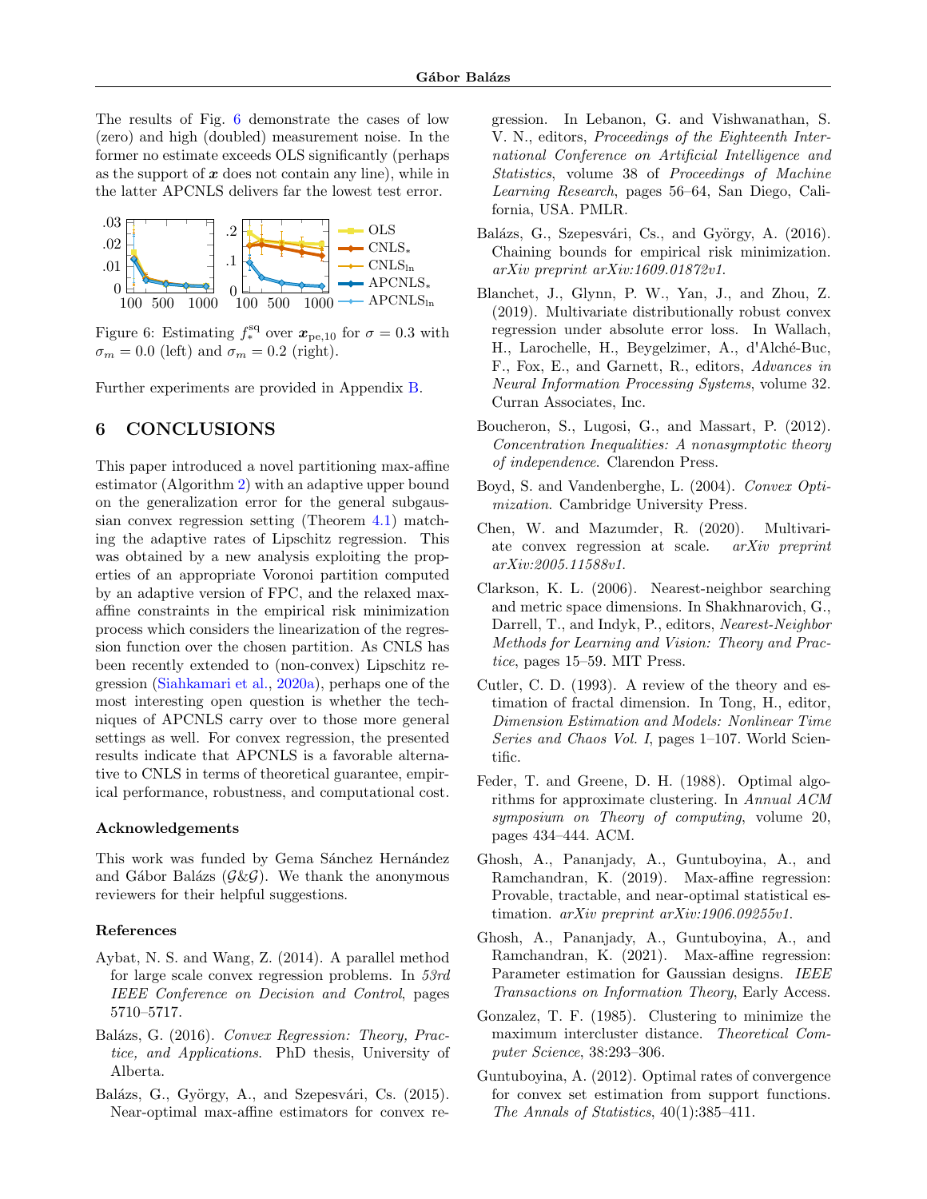The results of Fig. 6 demonstrate the cases of low (zero) and high (doubled) measurement noise. In the former no estimate exceeds OLS significantly (perhaps as the support of $\boldsymbol{x}$ does not contain any line), while in the latter APCNLS delivers far the lowest test error.

Figure 6: Estimating $f_*^{\text{sq}}$ over $\boldsymbol{x}_{\text{pe},10}$ for $\sigma = 0.3$ with $\sigma_m = 0.0$ (left) and $\sigma_m = 0.2$ (right).

Further experiments are provided in Appendix B.

## 6 CONCLUSIONS

This paper introduced a novel partitioning max-affine estimator (Algorithm 2) with an adaptive upper bound on the generalization error for the general subgaussian convex regression setting (Theorem 4.1) matching the adaptive rates of Lipschitz regression. This was obtained by a new analysis exploiting the properties of an appropriate Voronoi partition computed by an adaptive version of FPC, and the relaxed max-affine constraints in the empirical risk minimization process which considers the linearization of the regression function over the chosen partition. As CNLS has been recently extended to (non-convex) Lipschitz regression (Siahkamari et al., 2020a), perhaps one of the most interesting open question is whether the techniques of APCNLS carry over to those more general settings as well. For convex regression, the presented results indicate that APCNLS is a favorable alternative to CNLS in terms of theoretical guarantee, empirical performance, robustness, and computational cost.

### Acknowledgements

This work was funded by Gema Sánchez Hernández and Gábor Balázs ($\mathcal{G}$&$\mathcal{G}$). We thank the anonymous reviewers for their helpful suggestions.

### References

Aybat, N. S. and Wang, Z. (2014). A parallel method for large scale convex regression problems. In *53rd IEEE Conference on Decision and Control*, pages 5710–5717.

Balázs, G. (2016). *Convex Regression: Theory, Practice, and Applications*. PhD thesis, University of Alberta.

Balázs, G., György, A., and Szepesvári, Cs. (2015). Near-optimal max-affine estimators for convex regression. In Lebanon, G. and Vishwanathan, S. V. N., editors, *Proceedings of the Eighteenth International Conference on Artificial Intelligence and Statistics*, volume 38 of *Proceedings of Machine Learning Research*, pages 56–64, San Diego, California, USA. PMLR.

Balázs, G., Szepesvári, Cs., and György, A. (2016). Chaining bounds for empirical risk minimization. *arXiv preprint arXiv:1609.01872v1*.

Blanchet, J., Glynn, P. W., Yan, J., and Zhou, Z. (2019). Multivariate distributionally robust convex regression under absolute error loss. In Wallach, H., Larochelle, H., Beygelzimer, A., d'Alché-Buc, F., Fox, E., and Garnett, R., editors, *Advances in Neural Information Processing Systems*, volume 32. Curran Associates, Inc.

Boucheron, S., Lugosi, G., and Massart, P. (2012). *Concentration Inequalities: A nonasymptotic theory of independence*. Clarendon Press.

Boyd, S. and Vandenberghe, L. (2004). *Convex Optimization*. Cambridge University Press.

Chen, W. and Mazumder, R. (2020). Multivariate convex regression at scale. *arXiv preprint arXiv:2005.11588v1*.

Clarkson, K. L. (2006). Nearest-neighbor searching and metric space dimensions. In Shakhnarovich, G., Darrell, T., and Indyk, P., editors, *Nearest-Neighbor Methods for Learning and Vision: Theory and Practice*, pages 15–59. MIT Press.

Cutler, C. D. (1993). A review of the theory and estimation of fractal dimension. In Tong, H., editor, *Dimension Estimation and Models: Nonlinear Time Series and Chaos Vol. I*, pages 1–107. World Scientific.

Feder, T. and Greene, D. H. (1988). Optimal algorithms for approximate clustering. In *Annual ACM symposium on Theory of computing*, volume 20, pages 434–444. ACM.

Ghosh, A., Pananjady, A., Guntuboyina, A., and Ramchandran, K. (2019). Max-affine regression: Provable, tractable, and near-optimal statistical estimation. *arXiv preprint arXiv:1906.09255v1*.

Ghosh, A., Pananjady, A., Guntuboyina, A., and Ramchandran, K. (2021). Max-affine regression: Parameter estimation for Gaussian designs. *IEEE Transactions on Information Theory*, Early Access.

Gonzalez, T. F. (1985). Clustering to minimize the maximum intercluster distance. *Theoretical Computer Science*, 38:293–306.

Guntuboyina, A. (2012). Optimal rates of convergence for convex set estimation from support functions. *The Annals of Statistics*, 40(1):385–411.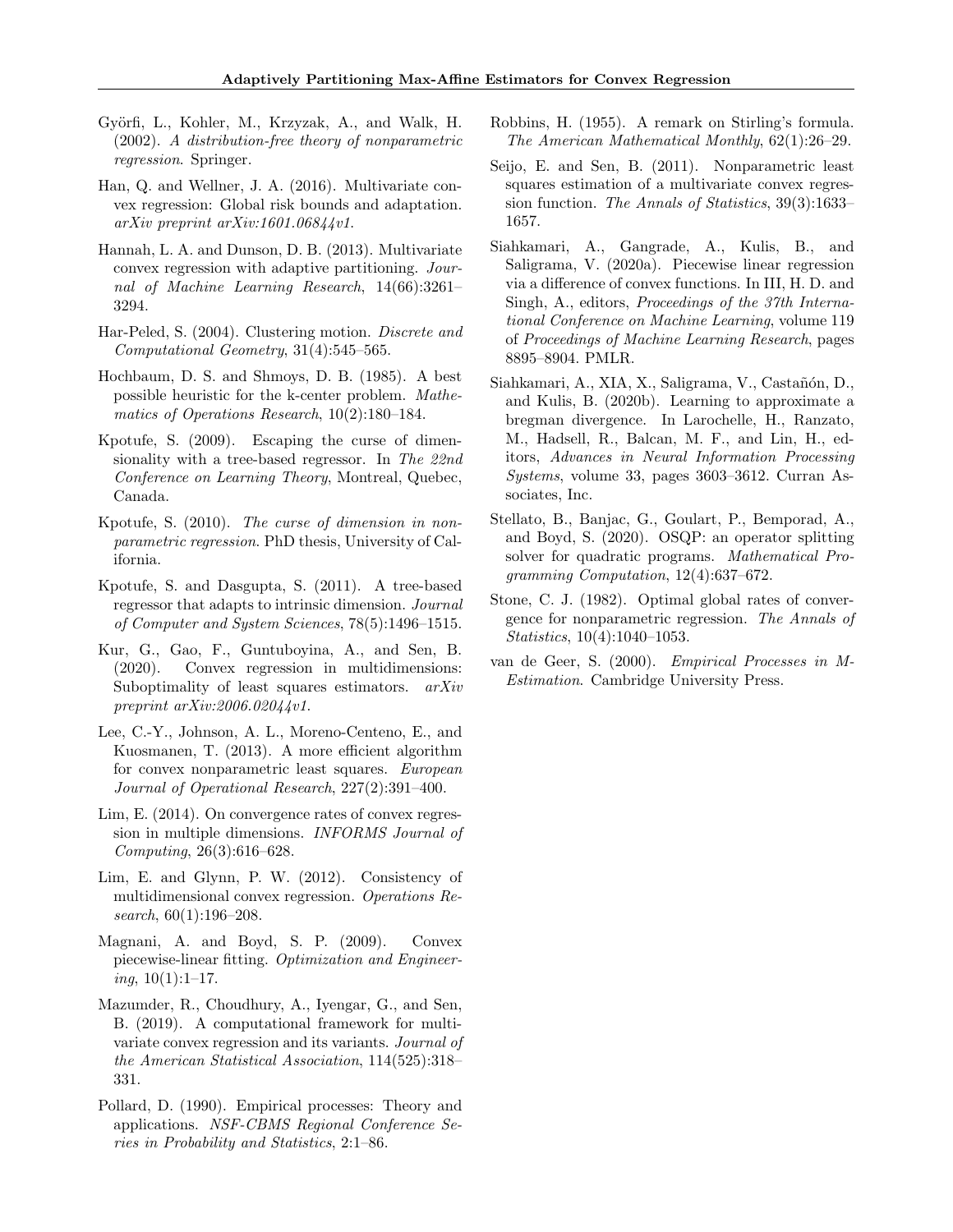Györfi, L., Kohler, M., Krzyzak, A., and Walk, H. (2002). *A distribution-free theory of nonparametric regression*. Springer.

Han, Q. and Wellner, J. A. (2016). Multivariate convex regression: Global risk bounds and adaptation. *arXiv preprint arXiv:1601.06844v1*.

Hannah, L. A. and Dunson, D. B. (2013). Multivariate convex regression with adaptive partitioning. *Journal of Machine Learning Research*, 14(66):3261–3294.

Har-Peled, S. (2004). Clustering motion. *Discrete and Computational Geometry*, 31(4):545–565.

Hochbaum, D. S. and Shmoys, D. B. (1985). A best possible heuristic for the k-center problem. *Mathematics of Operations Research*, 10(2):180–184.

Kpotufe, S. (2009). Escaping the curse of dimensionality with a tree-based regressor. In *The 22nd Conference on Learning Theory*, Montreal, Quebec, Canada.

Kpotufe, S. (2010). *The curse of dimension in nonparametric regression*. PhD thesis, University of California.

Kpotufe, S. and Dasgupta, S. (2011). A tree-based regressor that adapts to intrinsic dimension. *Journal of Computer and System Sciences*, 78(5):1496–1515.

Kur, G., Gao, F., Guntuboyina, A., and Sen, B. (2020). Convex regression in multidimensions: Suboptimality of least squares estimators. *arXiv preprint arXiv:2006.02044v1*.

Lee, C.-Y., Johnson, A. L., Moreno-Centeno, E., and Kuosmanen, T. (2013). A more efficient algorithm for convex nonparametric least squares. *European Journal of Operational Research*, 227(2):391–400.

Lim, E. (2014). On convergence rates of convex regression in multiple dimensions. *INFORMS Journal of Computing*, 26(3):616–628.

Lim, E. and Glynn, P. W. (2012). Consistency of multidimensional convex regression. *Operations Research*, 60(1):196–208.

Magnani, A. and Boyd, S. P. (2009). Convex piecewise-linear fitting. *Optimization and Engineering*, 10(1):1–17.

Mazumder, R., Choudhury, A., Iyengar, G., and Sen, B. (2019). A computational framework for multivariate convex regression and its variants. *Journal of the American Statistical Association*, 114(525):318–331.

Pollard, D. (1990). Empirical processes: Theory and applications. *NSF-CBMS Regional Conference Series in Probability and Statistics*, 2:1–86.

Robbins, H. (1955). A remark on Stirling's formula. *The American Mathematical Monthly*, 62(1):26–29.

Seijo, E. and Sen, B. (2011). Nonparametric least squares estimation of a multivariate convex regression function. *The Annals of Statistics*, 39(3):1633–1657.

Siahkamari, A., Gangrade, A., Kulis, B., and Saligrama, V. (2020a). Piecewise linear regression via a difference of convex functions. In III, H. D. and Singh, A., editors, *Proceedings of the 37th International Conference on Machine Learning*, volume 119 of *Proceedings of Machine Learning Research*, pages 8895–8904. PMLR.

Siahkamari, A., XIA, X., Saligrama, V., Castañón, D., and Kulis, B. (2020b). Learning to approximate a bregman divergence. In Larochelle, H., Ranzato, M., Hadsell, R., Balcan, M. F., and Lin, H., editors, *Advances in Neural Information Processing Systems*, volume 33, pages 3603–3612. Curran Associates, Inc.

Stellato, B., Banjac, G., Goulart, P., Bemporad, A., and Boyd, S. (2020). OSQP: an operator splitting solver for quadratic programs. *Mathematical Programming Computation*, 12(4):637–672.

Stone, C. J. (1982). Optimal global rates of convergence for nonparametric regression. *The Annals of Statistics*, 10(4):1040–1053.

van de Geer, S. (2000). *Empirical Processes in M-Estimation*. Cambridge University Press.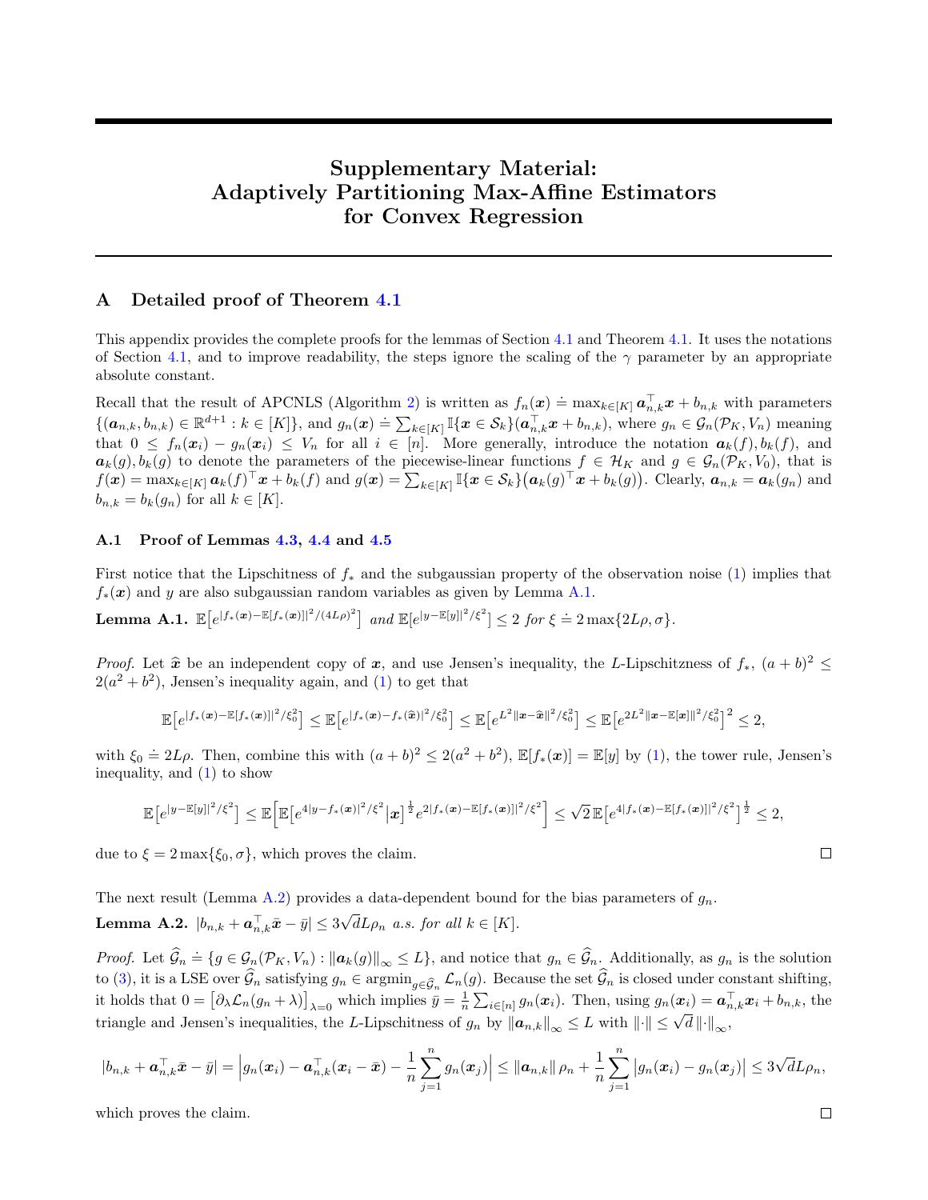# Supplementary Material: Adaptively Partitioning Max-Affine Estimators for Convex Regression

## A Detailed proof of Theorem 4.1

This appendix provides the complete proofs for the lemmas of Section 4.1 and Theorem 4.1. It uses the notations of Section 4.1, and to improve readability, the steps ignore the scaling of the $\gamma$ parameter by an appropriate absolute constant.

Recall that the result of APCNLS (Algorithm 2) is written as $f_n(\boldsymbol{x}) \doteq \max_{k\in[K]} \boldsymbol{a}_{n,k}^\top \boldsymbol{x} + b_{n,k}$ with parameters $\{(\boldsymbol{a}_{n,k}, b_{n,k}) \in \mathbb{R}^{d+1} : k \in [K]\}$, and $g_n(\boldsymbol{x}) \doteq \sum_{k\in[K]} \mathbb{I}\{\boldsymbol{x} \in \mathcal{S}_k\}(\boldsymbol{a}_{n,k}^\top \boldsymbol{x} + b_{n,k})$, where $g_n \in \mathcal{G}_n(\mathcal{P}_K, V_n)$ meaning that $0 \le f_n(\boldsymbol{x}_i) - g_n(\boldsymbol{x}_i) \le V_n$ for all $i \in [n]$. More generally, introduce the notation $\boldsymbol{a}_k(f), b_k(f)$, and $\boldsymbol{a}_k(g), b_k(g)$ to denote the parameters of the piecewise-linear functions $f \in \mathcal{H}_K$ and $g \in \mathcal{G}_n(\mathcal{P}_K, V_0)$, that is $f(\boldsymbol{x}) = \max_{k\in[K]} \boldsymbol{a}_k(f)^\top \boldsymbol{x} + b_k(f)$ and $g(\boldsymbol{x}) = \sum_{k\in[K]} \mathbb{I}\{\boldsymbol{x} \in \mathcal{S}_k\}\big(\boldsymbol{a}_k(g)^\top \boldsymbol{x} + b_k(g)\big)$. Clearly, $\boldsymbol{a}_{n,k} = \boldsymbol{a}_k(g_n)$ and $b_{n,k} = b_k(g_n)$ for all $k \in [K]$.

### A.1 Proof of Lemmas 4.3, 4.4 and 4.5

First notice that the Lipschitness of $f_*$ and the subgaussian property of the observation noise (1) implies that $f_*(\boldsymbol{x})$ and $y$ are also subgaussian random variables as given by Lemma A.1.

**Lemma A.1.** $\mathbb{E}\big[e^{|f_*(\boldsymbol{x})-\mathbb{E}[f_*(\boldsymbol{x})]|^2/(4L\rho)^2}\big]$ *and* $\mathbb{E}[e^{|y-\mathbb{E}[y]|^2/\xi^2}] \le 2$ *for* $\xi \doteq 2\max\{2L\rho, \sigma\}$.

*Proof.* Let $\widehat{\boldsymbol{x}}$ be an independent copy of $\boldsymbol{x}$, and use Jensen's inequality, the $L$-Lipschitzness of $f_*$, $(a+b)^2 \le 2(a^2+b^2)$, Jensen's inequality again, and (1) to get that

$$\mathbb{E}\big[e^{|f_*(\boldsymbol{x})-\mathbb{E}[f_*(\boldsymbol{x})]|^2/\xi_0^2}\big] \le \mathbb{E}\big[e^{|f_*(\boldsymbol{x})-f_*(\widehat{\boldsymbol{x}})|^2/\xi_0^2}\big] \le \mathbb{E}\big[e^{L^2\|\boldsymbol{x}-\widehat{\boldsymbol{x}}\|^2/\xi_0^2}\big] \le \mathbb{E}\big[e^{2L^2\|\boldsymbol{x}-\mathbb{E}[\boldsymbol{x}]\|^2/\xi_0^2}\big]^2 \le 2,$$

with $\xi_0 \doteq 2L\rho$. Then, combine this with $(a+b)^2 \le 2(a^2+b^2)$, $\mathbb{E}[f_*(\boldsymbol{x})] = \mathbb{E}[y]$ by (1), the tower rule, Jensen's inequality, and (1) to show

$$\mathbb{E}\big[e^{|y-\mathbb{E}[y]|^2/\xi^2}\big] \le \mathbb{E}\Big[\mathbb{E}\big[e^{4|y-f_*(\boldsymbol{x})|^2/\xi^2}\big|\boldsymbol{x}\big]^{\frac{1}{2}} e^{2|f_*(\boldsymbol{x})-\mathbb{E}[f_*(\boldsymbol{x})]|^2/\xi^2}\Big] \le \sqrt{2}\,\mathbb{E}\big[e^{4|f_*(\boldsymbol{x})-\mathbb{E}[f_*(\boldsymbol{x})]|^2/\xi^2}\big]^{\frac{1}{2}} \le 2,$$

due to $\xi = 2\max\{\xi_0, \sigma\}$, which proves the claim. $\square$

The next result (Lemma A.2) provides a data-dependent bound for the bias parameters of $g_n$.

**Lemma A.2.** $|b_{n,k} + \boldsymbol{a}_{n,k}^\top \bar{\boldsymbol{x}} - \bar{y}| \le 3\sqrt{d}L\rho_n$ *a.s. for all* $k \in [K]$.

*Proof.* Let $\widehat{\mathcal{G}}_n \doteq \{g \in \mathcal{G}_n(\mathcal{P}_K, V_n) : \|\boldsymbol{a}_k(g)\|_\infty \le L\}$, and notice that $g_n \in \widehat{\mathcal{G}}_n$. Additionally, as $g_n$ is the solution to (3), it is a LSE over $\widehat{\mathcal{G}}_n$ satisfying $g_n \in \operatorname{argmin}_{g\in\widehat{\mathcal{G}}_n} \mathcal{L}_n(g)$. Because the set $\widehat{\mathcal{G}}_n$ is closed under constant shifting, it holds that $0 = \big[\partial_\lambda \mathcal{L}_n(g_n + \lambda)\big]_{\lambda=0}$ which implies $\bar{y} = \frac{1}{n}\sum_{i\in[n]} g_n(\boldsymbol{x}_i)$. Then, using $g_n(\boldsymbol{x}_i) = \boldsymbol{a}_{n,k}^\top \boldsymbol{x}_i + b_{n,k}$, the triangle and Jensen's inequalities, the $L$-Lipschitness of $g_n$ by $\|\boldsymbol{a}_{n,k}\|_\infty \le L$ with $\|\cdot\| \le \sqrt{d}\,\|\cdot\|_\infty$,

$$|b_{n,k} + \boldsymbol{a}_{n,k}^\top \bar{\boldsymbol{x}} - \bar{y}| = \Big|g_n(\boldsymbol{x}_i) - \boldsymbol{a}_{n,k}^\top(\boldsymbol{x}_i - \bar{\boldsymbol{x}}) - \frac{1}{n}\sum_{j=1}^n g_n(\boldsymbol{x}_j)\Big| \le \|\boldsymbol{a}_{n,k}\|\,\rho_n + \frac{1}{n}\sum_{j=1}^n \big|g_n(\boldsymbol{x}_i) - g_n(\boldsymbol{x}_j)\big| \le 3\sqrt{d}L\rho_n,$$

which proves the claim. $\square$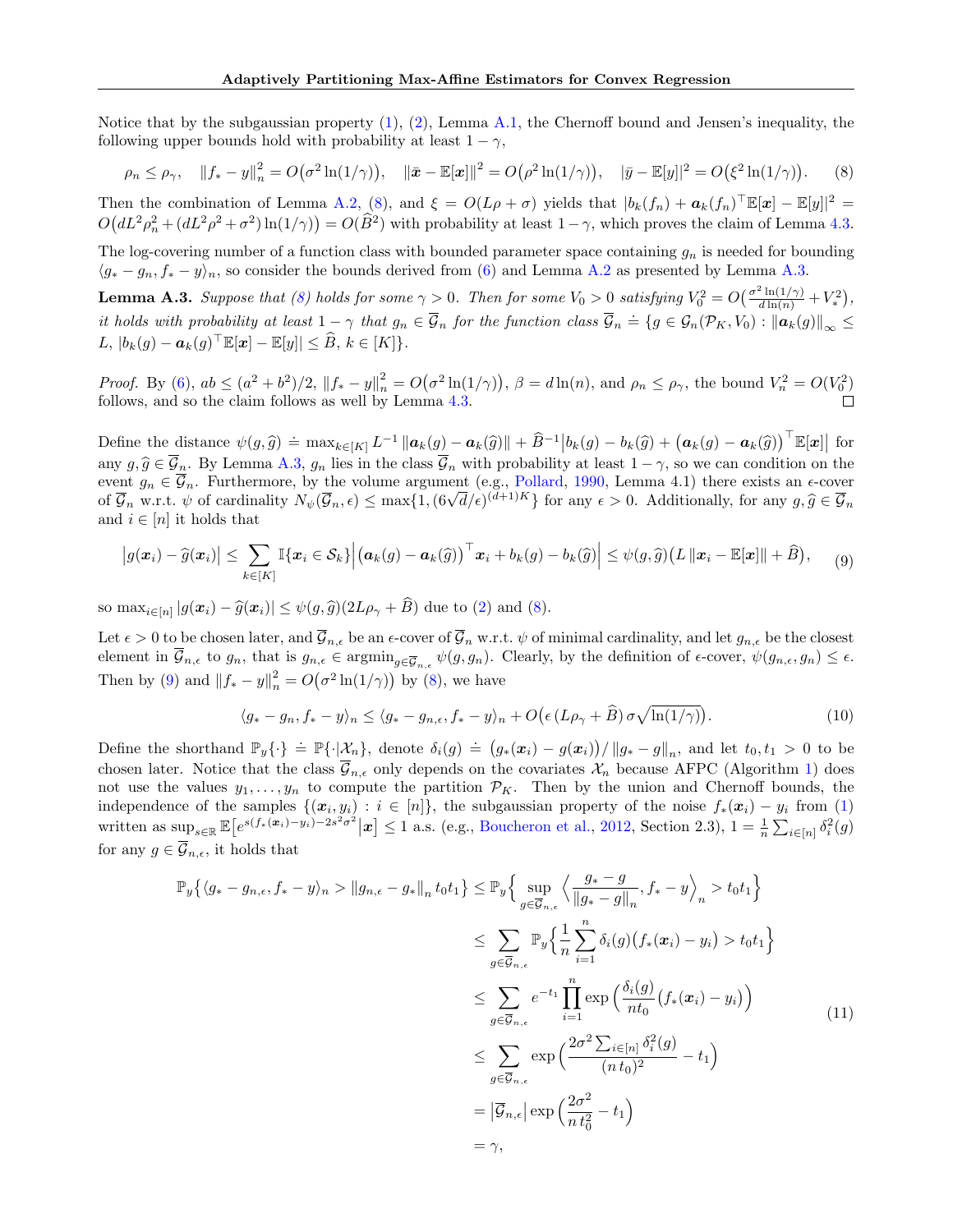Notice that by the subgaussian property (1), (2), Lemma A.1, the Chernoff bound and Jensen's inequality, the following upper bounds hold with probability at least $1-\gamma$,

$$\rho_n \le \rho_\gamma, \quad \|f_* - y\|_n^2 = O\big(\sigma^2 \ln(1/\gamma)\big), \quad \|\bar{\boldsymbol{x}} - \mathbb{E}[\boldsymbol{x}]\|^2 = O\big(\rho^2 \ln(1/\gamma)\big), \quad |\bar{y} - \mathbb{E}[y]|^2 = O\big(\xi^2 \ln(1/\gamma)\big). \tag{8}$$

Then the combination of Lemma A.2, (8), and $\xi = O(L\rho + \sigma)$ yields that $|b_k(f_n) + \boldsymbol{a}_k(f_n)^\top \mathbb{E}[\boldsymbol{x}] - \mathbb{E}[y]|^2 = O\big(dL^2\rho_n^2 + (dL^2\rho^2 + \sigma^2)\ln(1/\gamma)\big) = O(\widehat{B}^2)$ with probability at least $1-\gamma$, which proves the claim of Lemma 4.3.

The log-covering number of a function class with bounded parameter space containing $g_n$ is needed for bounding $\langle g_* - g_n, f_* - y\rangle_n$, so consider the bounds derived from (6) and Lemma A.2 as presented by Lemma A.3.

**Lemma A.3.** *Suppose that (8) holds for some $\gamma > 0$. Then for some $V_0 > 0$ satisfying $V_0^2 = O\big(\frac{\sigma^2 \ln(1/\gamma)}{d \ln(n)} + V_*^2\big)$, it holds with probability at least $1-\gamma$ that $g_n \in \overline{\mathcal{G}}_n$ for the function class $\overline{\mathcal{G}}_n \doteq \{g \in \mathcal{G}_n(\mathcal{P}_K, V_0) : \|\boldsymbol{a}_k(g)\|_\infty \le L,\ |b_k(g) - \boldsymbol{a}_k(g)^\top \mathbb{E}[\boldsymbol{x}] - \mathbb{E}[y]| \le \widehat{B},\ k \in [K]\}$.*

*Proof.* By (6), $ab \le (a^2+b^2)/2$, $\|f_* - y\|_n^2 = O\big(\sigma^2 \ln(1/\gamma)\big)$, $\beta = d\ln(n)$, and $\rho_n \le \rho_\gamma$, the bound $V_n^2 = O(V_0^2)$ follows, and so the claim follows as well by Lemma 4.3. ∎

Define the distance $\psi(g, \widehat{g}) \doteq \max_{k \in [K]} L^{-1} \|\boldsymbol{a}_k(g) - \boldsymbol{a}_k(\widehat{g})\| + \widehat{B}^{-1}\big|b_k(g) - b_k(\widehat{g}) + \big(\boldsymbol{a}_k(g) - \boldsymbol{a}_k(\widehat{g})\big)^\top \mathbb{E}[\boldsymbol{x}]\big|$ for any $g, \widehat{g} \in \overline{\mathcal{G}}_n$. By Lemma A.3, $g_n$ lies in the class $\overline{\mathcal{G}}_n$ with probability at least $1-\gamma$, so we can condition on the event $g_n \in \overline{\mathcal{G}}_n$. Furthermore, by the volume argument (e.g., Pollard, 1990, Lemma 4.1) there exists an $\epsilon$-cover of $\overline{\mathcal{G}}_n$ w.r.t. $\psi$ of cardinality $N_\psi(\overline{\mathcal{G}}_n, \epsilon) \le \max\{1, (6\sqrt{d}/\epsilon)^{(d+1)K}\}$ for any $\epsilon > 0$. Additionally, for any $g, \widehat{g} \in \overline{\mathcal{G}}_n$ and $i \in [n]$ it holds that

$$\big|g(\boldsymbol{x}_i) - \widehat{g}(\boldsymbol{x}_i)\big| \le \sum_{k \in [K]} \mathbb{I}\{\boldsymbol{x}_i \in \mathcal{S}_k\}\Big|\big(\boldsymbol{a}_k(g) - \boldsymbol{a}_k(\widehat{g})\big)^\top \boldsymbol{x}_i + b_k(g) - b_k(\widehat{g})\Big| \le \psi(g, \widehat{g})\big(L\|\boldsymbol{x}_i - \mathbb{E}[\boldsymbol{x}]\| + \widehat{B}\big), \tag{9}$$

so $\max_{i \in [n]} |g(\boldsymbol{x}_i) - \widehat{g}(\boldsymbol{x}_i)| \le \psi(g, \widehat{g})(2L\rho_\gamma + \widehat{B})$ due to (2) and (8).

Let $\epsilon > 0$ to be chosen later, and $\overline{\mathcal{G}}_{n,\epsilon}$ be an $\epsilon$-cover of $\overline{\mathcal{G}}_n$ w.r.t. $\psi$ of minimal cardinality, and let $g_{n,\epsilon}$ be the closest element in $\overline{\mathcal{G}}_{n,\epsilon}$ to $g_n$, that is $g_{n,\epsilon} \in \mathrm{argmin}_{g \in \overline{\mathcal{G}}_{n,\epsilon}} \psi(g, g_n)$. Clearly, by the definition of $\epsilon$-cover, $\psi(g_{n,\epsilon}, g_n) \le \epsilon$. Then by (9) and $\|f_* - y\|_n^2 = O\big(\sigma^2 \ln(1/\gamma)\big)$ by (8), we have

$$\langle g_* - g_n, f_* - y\rangle_n \le \langle g_* - g_{n,\epsilon}, f_* - y\rangle_n + O\big(\epsilon\,(L\rho_\gamma + \widehat{B})\,\sigma\sqrt{\ln(1/\gamma)}\big). \tag{10}$$

Define the shorthand $\mathbb{P}_y\{\cdot\} \doteq \mathbb{P}\{\cdot|\mathcal{X}_n\}$, denote $\delta_i(g) \doteq \big(g_*(\boldsymbol{x}_i) - g(\boldsymbol{x}_i)\big)/\|g_* - g\|_n$, and let $t_0, t_1 > 0$ to be chosen later. Notice that the class $\overline{\mathcal{G}}_{n,\epsilon}$ only depends on the covariates $\mathcal{X}_n$ because AFPC (Algorithm 1) does not use the values $y_1, \ldots, y_n$ to compute the partition $\mathcal{P}_K$. Then by the union and Chernoff bounds, the independence of the samples $\{(\boldsymbol{x}_i, y_i) : i \in [n]\}$, the subgaussian property of the noise $f_*(\boldsymbol{x}_i) - y_i$ from (1) written as $\sup_{s \in \mathbb{R}} \mathbb{E}\big[e^{s(f_*(\boldsymbol{x}_i) - y_i) - 2s^2\sigma^2}\big|\boldsymbol{x}\big] \le 1$ a.s. (e.g., Boucheron et al., 2012, Section 2.3), $1 = \frac{1}{n}\sum_{i \in [n]} \delta_i^2(g)$ for any $g \in \overline{\mathcal{G}}_{n,\epsilon}$, it holds that

$$\begin{aligned}
\mathbb{P}_y\big\{\langle g_* - g_{n,\epsilon}, f_* - y\rangle_n > \|g_{n,\epsilon} - g_*\|_n\, t_0 t_1\big\} &\le \mathbb{P}_y\Big\{\sup_{g \in \overline{\mathcal{G}}_{n,\epsilon}} \Big\langle \frac{g_* - g}{\|g_* - g\|_n}, f_* - y\Big\rangle_n > t_0 t_1\Big\} \\
&\le \sum_{g \in \overline{\mathcal{G}}_{n,\epsilon}} \mathbb{P}_y\Big\{\frac{1}{n}\sum_{i=1}^n \delta_i(g)\big(f_*(\boldsymbol{x}_i) - y_i\big) > t_0 t_1\Big\} \\
&\le \sum_{g \in \overline{\mathcal{G}}_{n,\epsilon}} e^{-t_1} \prod_{i=1}^n \exp\Big(\frac{\delta_i(g)}{n t_0}\big(f_*(\boldsymbol{x}_i) - y_i\big)\Big) \\
&\le \sum_{g \in \overline{\mathcal{G}}_{n,\epsilon}} \exp\Big(\frac{2\sigma^2 \sum_{i \in [n]} \delta_i^2(g)}{(n\,t_0)^2} - t_1\Big) \\
&= \big|\overline{\mathcal{G}}_{n,\epsilon}\big| \exp\Big(\frac{2\sigma^2}{n\,t_0^2} - t_1\Big) \\
&= \gamma,
\end{aligned} \tag{11}$$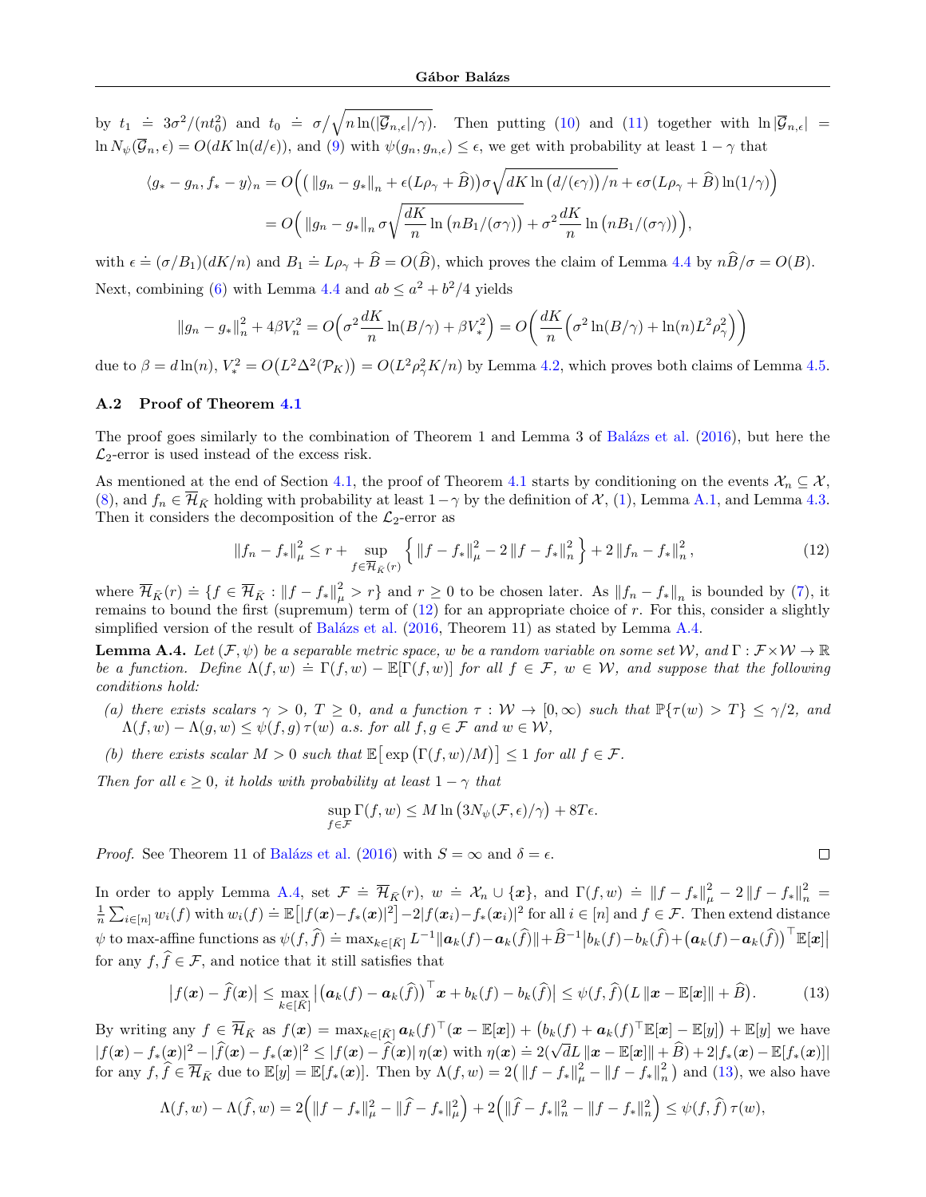by $t_1 \doteq 3\sigma^2/(nt_0^2)$ and $t_0 \doteq \sigma/\sqrt{n\ln(|\overline{\mathcal{G}}_{n,\epsilon}|/\gamma)}$. Then putting (10) and (11) together with $\ln|\overline{\mathcal{G}}_{n,\epsilon}| = \ln N_\psi(\overline{\mathcal{G}}_n, \epsilon) = O(dK\ln(d/\epsilon))$, and (9) with $\psi(g_n, g_{n,\epsilon}) \le \epsilon$, we get with probability at least $1-\gamma$ that

$$
\begin{aligned}
\langle g_* - g_n, f_* - y\rangle_n &= O\Big(\big(\,\|g_n - g_*\|_n + \epsilon(L\rho_\gamma + \widehat{B})\big)\sigma\sqrt{dK\ln\big(d/(\epsilon\gamma)\big)/n} + \epsilon\sigma(L\rho_\gamma + \widehat{B})\ln(1/\gamma)\Big) \\
&= O\Big(\,\|g_n - g_*\|_n\,\sigma\sqrt{\frac{dK}{n}\ln\big(nB_1/(\sigma\gamma)\big)} + \sigma^2\frac{dK}{n}\ln\big(nB_1/(\sigma\gamma)\big)\Big),
\end{aligned}
$$

with $\epsilon \doteq (\sigma/B_1)(dK/n)$ and $B_1 \doteq L\rho_\gamma + \widehat{B} = O(\widehat{B})$, which proves the claim of Lemma 4.4 by $n\widehat{B}/\sigma = O(B)$.

Next, combining (6) with Lemma 4.4 and $ab \le a^2 + b^2/4$ yields

$$
\|g_n - g_*\|_n^2 + 4\beta V_*^2 = O\Big(\sigma^2\frac{dK}{n}\ln(B/\gamma) + \beta V_*^2\Big) = O\bigg(\frac{dK}{n}\Big(\sigma^2\ln(B/\gamma) + \ln(n)L^2\rho_\gamma^2\Big)\bigg)
$$

due to $\beta = d\ln(n)$, $V_*^2 = O\big(L^2\Delta^2(\mathcal{P}_K)\big) = O(L^2\rho_\gamma^2 K/n)$ by Lemma 4.2, which proves both claims of Lemma 4.5.

### A.2 Proof of Theorem 4.1

The proof goes similarly to the combination of Theorem 1 and Lemma 3 of Balázs et al. (2016), but here the $\mathcal{L}_2$-error is used instead of the excess risk.

As mentioned at the end of Section 4.1, the proof of Theorem 4.1 starts by conditioning on the events $\mathcal{X}_n \subseteq \mathcal{X}$, (8), and $f_n \in \overline{\mathcal{H}}_{\bar{K}}$ holding with probability at least $1-\gamma$ by the definition of $\mathcal{X}$, (1), Lemma A.1, and Lemma 4.3. Then it considers the decomposition of the $\mathcal{L}_2$-error as

$$
\|f_n - f_*\|_\mu^2 \le r + \sup_{f \in \overline{\mathcal{H}}_{\bar{K}}(r)} \Big\{\,\|f - f_*\|_\mu^2 - 2\,\|f - f_*\|_n^2\,\Big\} + 2\,\|f_n - f_*\|_n^2, \tag{12}
$$

where $\overline{\mathcal{H}}_{\bar{K}}(r) \doteq \{f \in \overline{\mathcal{H}}_{\bar{K}} : \|f - f_*\|_\mu^2 > r\}$ and $r \ge 0$ to be chosen later. As $\|f_n - f_*\|_n$ is bounded by (7), it remains to bound the first (supremum) term of (12) for an appropriate choice of $r$. For this, consider a slightly simplified version of the result of Balázs et al. (2016, Theorem 11) as stated by Lemma A.4.

**Lemma A.4.** *Let $(\mathcal{F}, \psi)$ be a separable metric space, $w$ be a random variable on some set $\mathcal{W}$, and $\Gamma : \mathcal{F}\times\mathcal{W} \to \mathbb{R}$ be a function. Define $\Lambda(f,w) \doteq \Gamma(f,w) - \mathbb{E}[\Gamma(f,w)]$ for all $f \in \mathcal{F}$, $w \in \mathcal{W}$, and suppose that the following conditions hold:*

*(a) there exists scalars $\gamma > 0$, $T \ge 0$, and a function $\tau : \mathcal{W} \to [0,\infty)$ such that $\mathbb{P}\{\tau(w) > T\} \le \gamma/2$, and $\Lambda(f,w) - \Lambda(g,w) \le \psi(f,g)\,\tau(w)$ a.s. for all $f, g \in \mathcal{F}$ and $w \in \mathcal{W}$,*

*(b) there exists scalar $M > 0$ such that $\mathbb{E}\big[\exp\big(\Gamma(f,w)/M\big)\big] \le 1$ for all $f \in \mathcal{F}$.*

*Then for all $\epsilon \ge 0$, it holds with probability at least $1-\gamma$ that*

$$
\sup_{f\in\mathcal{F}} \Gamma(f,w) \le M\ln\big(3N_\psi(\mathcal{F},\epsilon)/\gamma\big) + 8T\epsilon.
$$

*Proof.* See Theorem 11 of Balázs et al. (2016) with $S = \infty$ and $\delta = \epsilon$. ∎

In order to apply Lemma A.4, set $\mathcal{F} \doteq \overline{\mathcal{H}}_{\bar{K}}(r)$, $w \doteq \mathcal{X}_n \cup \{\boldsymbol{x}\}$, and $\Gamma(f,w) \doteq \|f - f_*\|_\mu^2 - 2\,\|f - f_*\|_n^2 = \frac{1}{n}\sum_{i\in[n]} w_i(f)$ with $w_i(f) \doteq \mathbb{E}\big[|f(\boldsymbol{x}) - f_*(\boldsymbol{x})|^2\big] - 2|f(\boldsymbol{x}_i) - f_*(\boldsymbol{x}_i)|^2$ for all $i \in [n]$ and $f \in \mathcal{F}$. Then extend distance $\psi$ to max-affine functions as $\psi(f,\widehat{f}) \doteq \max_{k\in[\bar{K}]} L^{-1}\|\boldsymbol{a}_k(f) - \boldsymbol{a}_k(\widehat{f})\| + \widehat{B}^{-1}\big|b_k(f) - b_k(\widehat{f}) + \big(\boldsymbol{a}_k(f) - \boldsymbol{a}_k(\widehat{f})\big)^\top\mathbb{E}[\boldsymbol{x}]\big|$ for any $f, \widehat{f} \in \mathcal{F}$, and notice that it still satisfies that

$$
\big|f(\boldsymbol{x}) - \widehat{f}(\boldsymbol{x})\big| \le \max_{k\in[\bar{K}]}\big|\big(\boldsymbol{a}_k(f) - \boldsymbol{a}_k(\widehat{f})\big)^\top\boldsymbol{x} + b_k(f) - b_k(\widehat{f})\big| \le \psi(f,\widehat{f})\big(L\,\|\boldsymbol{x} - \mathbb{E}[\boldsymbol{x}]\| + \widehat{B}\big). \tag{13}
$$

By writing any $f \in \overline{\mathcal{H}}_{\bar{K}}$ as $f(\boldsymbol{x}) = \max_{k\in[\bar{K}]}\boldsymbol{a}_k(f)^\top(\boldsymbol{x} - \mathbb{E}[\boldsymbol{x}]) + \big(b_k(f) + \boldsymbol{a}_k(f)^\top\mathbb{E}[\boldsymbol{x}] - \mathbb{E}[y]\big) + \mathbb{E}[y]$ we have $|f(\boldsymbol{x}) - f_*(\boldsymbol{x})|^2 - |\widehat{f}(\boldsymbol{x}) - f_*(\boldsymbol{x})|^2 \le |f(\boldsymbol{x}) - \widehat{f}(\boldsymbol{x})|\,\eta(\boldsymbol{x})$ with $\eta(\boldsymbol{x}) \doteq 2(\sqrt{d}L\,\|\boldsymbol{x} - \mathbb{E}[\boldsymbol{x}]\| + \widehat{B}) + 2|f_*(\boldsymbol{x}) - \mathbb{E}[f_*(\boldsymbol{x})]|$ for any $f, \widehat{f} \in \overline{\mathcal{H}}_{\bar{K}}$ due to $\mathbb{E}[y] = \mathbb{E}[f_*(\boldsymbol{x})]$. Then by $\Lambda(f,w) = 2\big(\,\|f - f_*\|_\mu^2 - \|f - f_*\|_n^2\,\big)$ and (13), we also have

$$
\Lambda(f,w) - \Lambda(\widehat{f},w) = 2\Big(\|f - f_*\|_\mu^2 - \|\widehat{f} - f_*\|_\mu^2\Big) + 2\Big(\|\widehat{f} - f_*\|_n^2 - \|f - f_*\|_n^2\Big) \le \psi(f,\widehat{f})\,\tau(w),
$$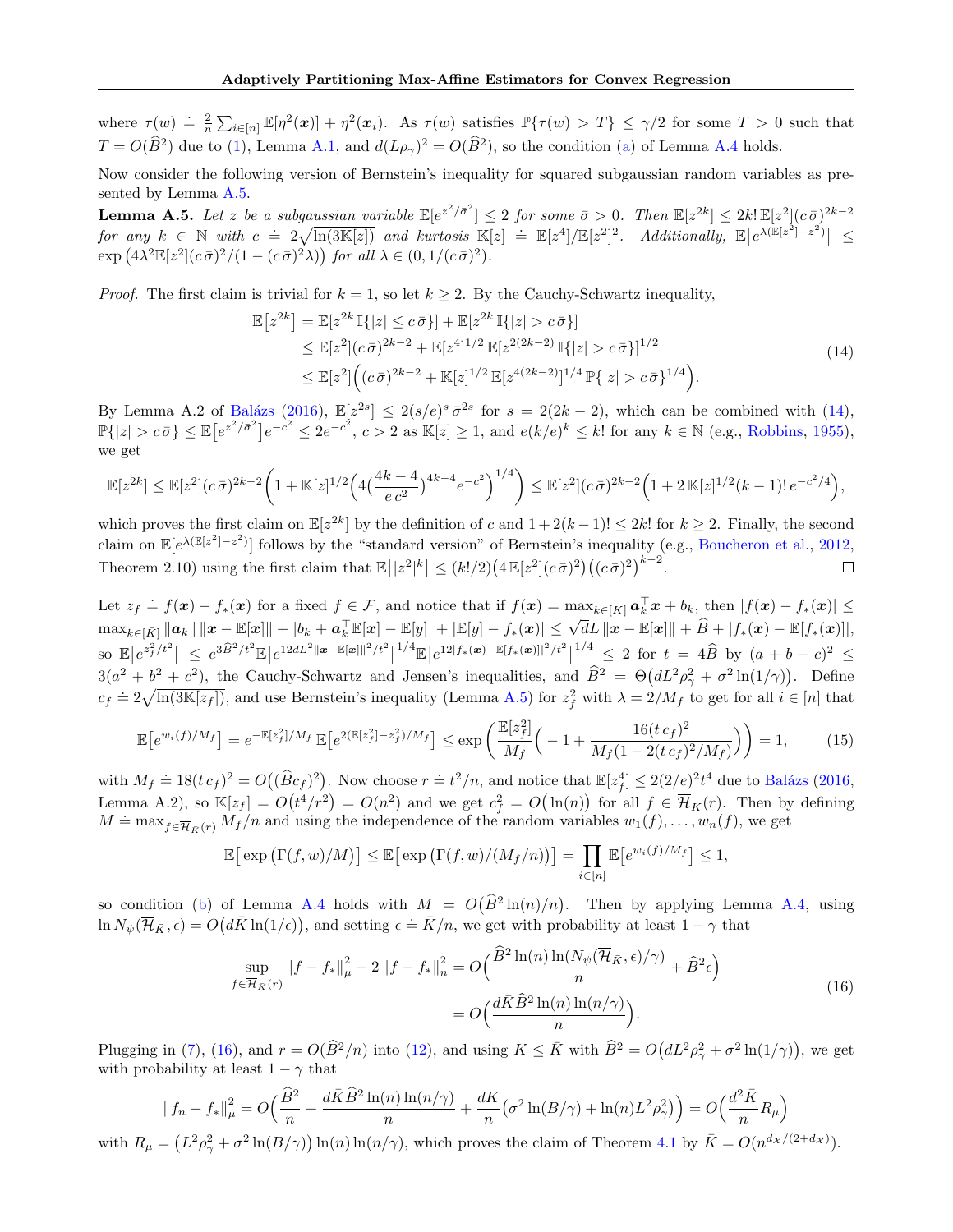where $\tau(w) \doteq \frac{2}{n}\sum_{i\in[n]} \mathbb{E}[\eta^2(\boldsymbol{x})] + \eta^2(\boldsymbol{x}_i)$. As $\tau(w)$ satisfies $\mathbb{P}\{\tau(w) > T\} \le \gamma/2$ for some $T > 0$ such that $T = O(\widehat{B}^2)$ due to (1), Lemma A.1, and $d(L\rho_\gamma)^2 = O(\widehat{B}^2)$, so the condition (a) of Lemma A.4 holds.

Now consider the following version of Bernstein's inequality for squared subgaussian random variables as presented by Lemma A.5.

**Lemma A.5.** *Let $z$ be a subgaussian variable $\mathbb{E}[e^{z^2/\bar\sigma^2}] \le 2$ for some $\bar\sigma > 0$. Then $\mathbb{E}[z^{2k}] \le 2k!\,\mathbb{E}[z^2](c\,\bar\sigma)^{2k-2}$ for any $k \in \mathbb{N}$ with $c \doteq 2\sqrt{\ln(3\mathbb{K}[z])}$ and kurtosis $\mathbb{K}[z] \doteq \mathbb{E}[z^4]/\mathbb{E}[z^2]^2$. Additionally, $\mathbb{E}\big[e^{\lambda(\mathbb{E}[z^2]-z^2)}\big] \le \exp\big(4\lambda^2\mathbb{E}[z^2](c\,\bar\sigma)^2/(1-(c\,\bar\sigma)^2\lambda)\big)$ for all $\lambda \in (0, 1/(c\,\bar\sigma)^2)$.*

*Proof.* The first claim is trivial for $k = 1$, so let $k \ge 2$. By the Cauchy-Schwartz inequality,

$$
\begin{aligned}
\mathbb{E}\big[z^{2k}\big] &= \mathbb{E}[z^{2k}\,\mathbb{I}\{|z| \le c\,\bar\sigma\}] + \mathbb{E}[z^{2k}\,\mathbb{I}\{|z| > c\,\bar\sigma\}] \\
&\le \mathbb{E}[z^2](c\,\bar\sigma)^{2k-2} + \mathbb{E}[z^4]^{1/2}\,\mathbb{E}[z^{2(2k-2)}\,\mathbb{I}\{|z| > c\,\bar\sigma\}]^{1/2} \\
&\le \mathbb{E}[z^2]\Big((c\,\bar\sigma)^{2k-2} + \mathbb{K}[z]^{1/2}\,\mathbb{E}[z^{4(2k-2)}]^{1/4}\,\mathbb{P}\{|z| > c\,\bar\sigma\}^{1/4}\Big).
\end{aligned} \tag{14}
$$

By Lemma A.2 of Balázs (2016), $\mathbb{E}[z^{2s}] \le 2(s/e)^s\,\bar\sigma^{2s}$ for $s = 2(2k-2)$, which can be combined with (14), $\mathbb{P}\{|z| > c\,\bar\sigma\} \le \mathbb{E}\big[e^{z^2/\bar\sigma^2}\big]e^{-c^2} \le 2e^{-c^2}$, $c > 2$ as $\mathbb{K}[z] \ge 1$, and $e(k/e)^k \le k!$ for any $k \in \mathbb{N}$ (e.g., Robbins, 1955), we get

$$
\mathbb{E}[z^{2k}] \le \mathbb{E}[z^2](c\,\bar\sigma)^{2k-2}\left(1 + \mathbb{K}[z]^{1/2}\Big(4\big(\frac{4k-4}{e\,c^2}\big)^{4k-4}e^{-c^2}\Big)^{1/4}\right) \le \mathbb{E}[z^2](c\,\bar\sigma)^{2k-2}\Big(1 + 2\,\mathbb{K}[z]^{1/2}(k-1)!\,e^{-c^2/4}\Big),
$$

which proves the first claim on $\mathbb{E}[z^{2k}]$ by the definition of $c$ and $1 + 2(k-1)! \le 2k!$ for $k \ge 2$. Finally, the second claim on $\mathbb{E}[e^{\lambda(\mathbb{E}[z^2]-z^2)}]$ follows by the "standard version" of Bernstein's inequality (e.g., Boucheron et al., 2012, Theorem 2.10) using the first claim that $\mathbb{E}\big[|z^2|^k\big] \le (k!/2)\big(4\,\mathbb{E}[z^2](c\,\bar\sigma)^2\big)\big((c\,\bar\sigma)^2\big)^{k-2}$. $\square$

Let $z_f \doteq f(\boldsymbol{x}) - f_*(\boldsymbol{x})$ for a fixed $f \in \mathcal{F}$, and notice that if $f(\boldsymbol{x}) = \max_{k\in[\bar K]} \boldsymbol{a}_k^\top\boldsymbol{x} + b_k$, then $|f(\boldsymbol{x}) - f_*(\boldsymbol{x})| \le \max_{k\in[\bar K]}\|\boldsymbol{a}_k\|\,\|\boldsymbol{x} - \mathbb{E}[\boldsymbol{x}]\| + |b_k + \boldsymbol{a}_k^\top\mathbb{E}[\boldsymbol{x}] - \mathbb{E}[y]| + |\mathbb{E}[y] - f_*(\boldsymbol{x})| \le \sqrt{d}L\,\|\boldsymbol{x} - \mathbb{E}[\boldsymbol{x}]\| + \widehat{B} + |f_*(\boldsymbol{x}) - \mathbb{E}[f_*(\boldsymbol{x})]|$, so $\mathbb{E}\big[e^{z_f^2/t^2}\big] \le e^{3\widehat{B}^2/t^2}\mathbb{E}\big[e^{12dL^2\|\boldsymbol{x}-\mathbb{E}[\boldsymbol{x}]\|^2/t^2}\big]^{1/4}\mathbb{E}\big[e^{12|f_*(\boldsymbol{x})-\mathbb{E}[f_*(\boldsymbol{x})]|^2/t^2}\big]^{1/4} \le 2$ for $t = 4\widehat{B}$ by $(a+b+c)^2 \le 3(a^2+b^2+c^2)$, the Cauchy-Schwartz and Jensen's inequalities, and $\widehat{B}^2 = \Theta\big(dL^2\rho_\gamma^2 + \sigma^2\ln(1/\gamma)\big)$. Define $c_f \doteq 2\sqrt{\ln(3\mathbb{K}[z_f])}$, and use Bernstein's inequality (Lemma A.5) for $z_f^2$ with $\lambda = 2/M_f$ to get for all $i \in [n]$ that

$$
\mathbb{E}\big[e^{w_i(f)/M_f}\big] = e^{-\mathbb{E}[z_f^2]/M_f}\,\mathbb{E}\big[e^{2(\mathbb{E}[z_f^2]-z_f^2)/M_f}\big] \le \exp\left(\frac{\mathbb{E}[z_f^2]}{M_f}\Big(-1 + \frac{16(t\,c_f)^2}{M_f(1-2(t\,c_f)^2/M_f)}\Big)\right) = 1, \tag{15}
$$

with $M_f \doteq 18(t\,c_f)^2 = O\big((\widehat{B}c_f)^2\big)$. Now choose $r \doteq t^2/n$, and notice that $\mathbb{E}[z_f^4] \le 2(2/e)^2t^4$ due to Balázs (2016, Lemma A.2), so $\mathbb{K}[z_f] = O\big(t^4/r^2\big) = O(n^2)$ and we get $c_f^2 = O\big(\ln(n)\big)$ for all $f \in \overline{\mathcal{H}}_{\bar K}(r)$. Then by defining $M \doteq \max_{f\in\overline{\mathcal{H}}_{\bar K}(r)} M_f/n$ and using the independence of the random variables $w_1(f), \ldots, w_n(f)$, we get

$$
\mathbb{E}\big[\exp\big(\Gamma(f,w)/M\big)\big] \le \mathbb{E}\big[\exp\big(\Gamma(f,w)/(M_f/n)\big)\big] = \prod_{i\in[n]}\mathbb{E}\big[e^{w_i(f)/M_f}\big] \le 1,
$$

so condition (b) of Lemma A.4 holds with $M = O\big(\widehat{B}^2\ln(n)/n\big)$. Then by applying Lemma A.4, using $\ln N_\psi(\overline{\mathcal{H}}_{\bar K}, \epsilon) = O\big(d\bar K\ln(1/\epsilon)\big)$, and setting $\epsilon \doteq \bar K/n$, we get with probability at least $1-\gamma$ that

$$
\begin{aligned}
\sup_{f\in\overline{\mathcal{H}}_{\bar K}(r)} \|f - f_*\|_\mu^2 - 2\,\|f - f_*\|_n^2 &= O\Big(\frac{\widehat{B}^2\ln(n)\ln(N_\psi(\overline{\mathcal{H}}_{\bar K},\epsilon)/\gamma)}{n} + \widehat{B}^2\epsilon\Big) \\
&= O\Big(\frac{d\bar K\widehat{B}^2\ln(n)\ln(n/\gamma)}{n}\Big).
\end{aligned} \tag{16}
$$

Plugging in (7), (16), and $r = O(\widehat{B}^2/n)$ into (12), and using $K \le \bar K$ with $\widehat{B}^2 = O\big(dL^2\rho_\gamma^2 + \sigma^2\ln(1/\gamma)\big)$, we get with probability at least $1-\gamma$ that

$$
\|f_n - f_*\|_\mu^2 = O\Big(\frac{\widehat{B}^2}{n} + \frac{d\bar K\widehat{B}^2\ln(n)\ln(n/\gamma)}{n} + \frac{dK}{n}\big(\sigma^2\ln(B/\gamma) + \ln(n)L^2\rho_\gamma^2\big)\Big) = O\Big(\frac{d^2\bar K}{n}R_\mu\Big)
$$

with $R_\mu = \big(L^2\rho_\gamma^2 + \sigma^2\ln(B/\gamma)\big)\ln(n)\ln(n/\gamma)$, which proves the claim of Theorem 4.1 by $\bar K = O(n^{d_{\mathcal{X}}/(2+d_{\mathcal{X}})})$.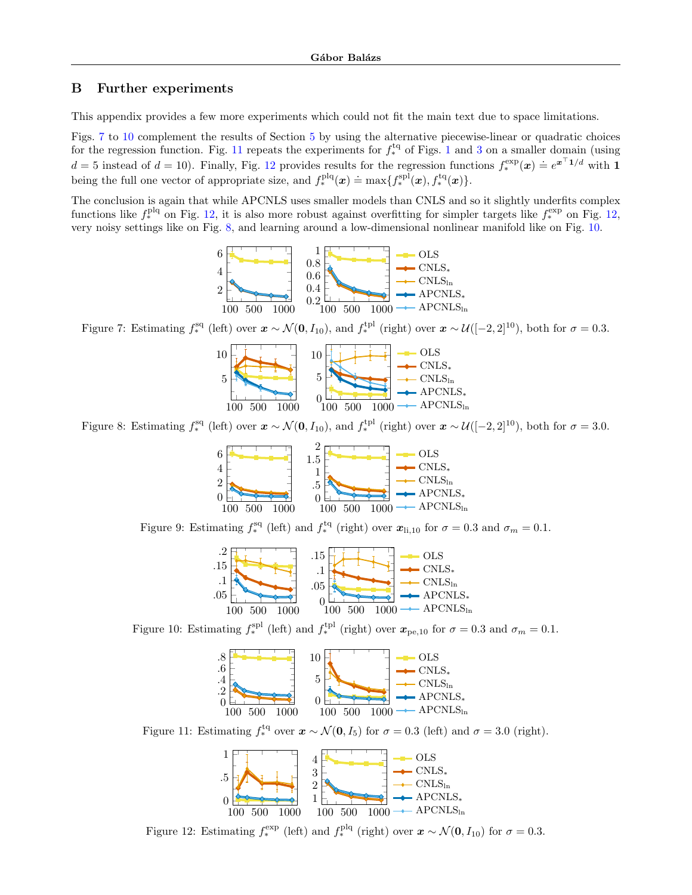## B Further experiments

This appendix provides a few more experiments which could not fit the main text due to space limitations.

Figs. 7 to 10 complement the results of Section 5 by using the alternative piecewise-linear or quadratic choices for the regression function. Fig. 11 repeats the experiments for $f_*^{\mathrm{tq}}$ of Figs. 1 and 3 on a smaller domain (using $d = 5$ instead of $d = 10$). Finally, Fig. 12 provides results for the regression functions $f_*^{\exp}(\boldsymbol{x}) \doteq e^{\boldsymbol{x}^\top \mathbf{1}/d}$ with $\mathbf{1}$ being the full one vector of appropriate size, and $f_*^{\mathrm{plq}}(\boldsymbol{x}) \doteq \max\{f_*^{\mathrm{spl}}(\boldsymbol{x}), f_*^{\mathrm{tq}}(\boldsymbol{x})\}$.

The conclusion is again that while APCNLS uses smaller models than CNLS and so it slightly underfits complex functions like $f_*^{\mathrm{plq}}$ on Fig. 12, it is also more robust against overfitting for simpler targets like $f_*^{\exp}$ on Fig. 12, very noisy settings like on Fig. 8, and learning around a low-dimensional nonlinear manifold like on Fig. 10.

6
4
2
100 500 1000

1
0.8
0.6
0.4
0.2
100 500 1000

OLS
CNLS$_*$
CNLS$_{\mathrm{ln}}$
APCNLS$_*$
APCNLS$_{\mathrm{ln}}$

Figure 7: Estimating $f_*^{\mathrm{sq}}$ (left) over $\boldsymbol{x} \sim \mathcal{N}(\mathbf{0}, I_{10})$, and $f_*^{\mathrm{tpl}}$ (right) over $\boldsymbol{x} \sim \mathcal{U}([-2, 2]^{10})$, both for $\sigma = 0.3$.

10
5
100 500 1000

10
5
0
100 500 1000

OLS
CNLS$_*$
CNLS$_{\mathrm{ln}}$
APCNLS$_*$
APCNLS$_{\mathrm{ln}}$

Figure 8: Estimating $f_*^{\mathrm{sq}}$ (left) over $\boldsymbol{x} \sim \mathcal{N}(\mathbf{0}, I_{10})$, and $f_*^{\mathrm{tpl}}$ (right) over $\boldsymbol{x} \sim \mathcal{U}([-2, 2]^{10})$, both for $\sigma = 3.0$.

6
4
2
0
100 500 1000

2
1.5
1
.5
0
100 500 1000

OLS
CNLS$_*$
CNLS$_{\mathrm{ln}}$
APCNLS$_*$
APCNLS$_{\mathrm{ln}}$

Figure 9: Estimating $f_*^{\mathrm{sq}}$ (left) and $f_*^{\mathrm{tq}}$ (right) over $\boldsymbol{x}_{\mathrm{li},10}$ for $\sigma = 0.3$ and $\sigma_m = 0.1$.

.2
.15
.1
.05
100 500 1000

.15
.1
.05
0
100 500 1000

OLS
CNLS$_*$
CNLS$_{\mathrm{ln}}$
APCNLS$_*$
APCNLS$_{\mathrm{ln}}$

Figure 10: Estimating $f_*^{\mathrm{spl}}$ (left) and $f_*^{\mathrm{tpl}}$ (right) over $\boldsymbol{x}_{\mathrm{pe},10}$ for $\sigma = 0.3$ and $\sigma_m = 0.1$.

.8
.6
.4
.2
0
100 500 1000

10
5
0
100 500 1000

OLS
CNLS$_*$
CNLS$_{\mathrm{ln}}$
APCNLS$_*$
APCNLS$_{\mathrm{ln}}$

Figure 11: Estimating $f_*^{\mathrm{tq}}$ over $\boldsymbol{x} \sim \mathcal{N}(\mathbf{0}, I_5)$ for $\sigma = 0.3$ (left) and $\sigma = 3.0$ (right).

1
.5
0
100 500 1000

4
3
2
1
100 500 1000

OLS
CNLS$_*$
CNLS$_{\mathrm{ln}}$
APCNLS$_*$
APCNLS$_{\mathrm{ln}}$

Figure 12: Estimating $f_*^{\exp}$ (left) and $f_*^{\mathrm{plq}}$ (right) over $\boldsymbol{x} \sim \mathcal{N}(\mathbf{0}, I_{10})$ for $\sigma = 0.3$.